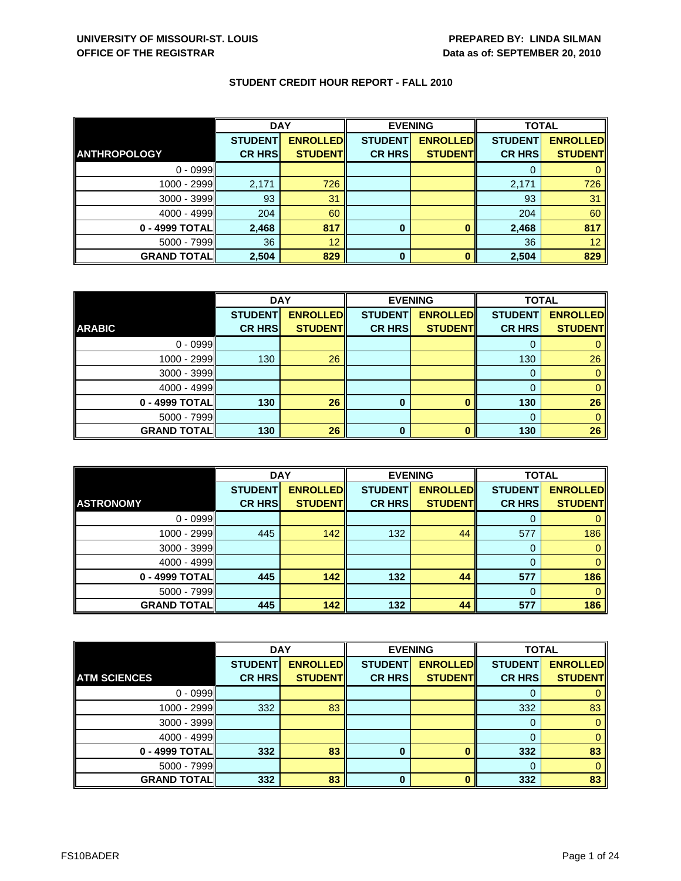**UNIVERSITY OF MISSOURI-ST. LOUIS**
**OFFICE OF THE REGISTRAR**

**PREPARED BY: LINDA SILMAN**
**Data as of: SEPTEMBER 20, 2010**

## STUDENT CREDIT HOUR REPORT - FALL 2010

| | DAY | | EVENING | | TOTAL | |
|---|---|---|---|---|---|---|
| **ANTHROPOLOGY** | **STUDENT CR HRS** | **ENROLLED STUDENT** | **STUDENT CR HRS** | **ENROLLED STUDENT** | **STUDENT CR HRS** | **ENROLLED STUDENT** |
| 0 - 0999 | | | | | 0 | 0 |
| 1000 - 2999 | 2,171 | 726 | | | 2,171 | 726 |
| 3000 - 3999 | 93 | 31 | | | 93 | 31 |
| 4000 - 4999 | 204 | 60 | | | 204 | 60 |
| **0 - 4999 TOTAL** | **2,468** | **817** | **0** | **0** | **2,468** | **817** |
| 5000 - 7999 | 36 | 12 | | | 36 | 12 |
| **GRAND TOTAL** | **2,504** | **829** | **0** | **0** | **2,504** | **829** |

| | DAY | | EVENING | | TOTAL | |
|---|---|---|---|---|---|---|
| **ARABIC** | **STUDENT CR HRS** | **ENROLLED STUDENT** | **STUDENT CR HRS** | **ENROLLED STUDENT** | **STUDENT CR HRS** | **ENROLLED STUDENT** |
| 0 - 0999 | | | | | 0 | 0 |
| 1000 - 2999 | 130 | 26 | | | 130 | 26 |
| 3000 - 3999 | | | | | 0 | 0 |
| 4000 - 4999 | | | | | 0 | 0 |
| **0 - 4999 TOTAL** | **130** | **26** | **0** | **0** | **130** | **26** |
| 5000 - 7999 | | | | | 0 | 0 |
| **GRAND TOTAL** | **130** | **26** | **0** | **0** | **130** | **26** |

| | DAY | | EVENING | | TOTAL | |
|---|---|---|---|---|---|---|
| **ASTRONOMY** | **STUDENT CR HRS** | **ENROLLED STUDENT** | **STUDENT CR HRS** | **ENROLLED STUDENT** | **STUDENT CR HRS** | **ENROLLED STUDENT** |
| 0 - 0999 | | | | | 0 | 0 |
| 1000 - 2999 | 445 | 142 | 132 | 44 | 577 | 186 |
| 3000 - 3999 | | | | | 0 | 0 |
| 4000 - 4999 | | | | | 0 | 0 |
| **0 - 4999 TOTAL** | **445** | **142** | **132** | **44** | **577** | **186** |
| 5000 - 7999 | | | | | 0 | 0 |
| **GRAND TOTAL** | **445** | **142** | **132** | **44** | **577** | **186** |

| | DAY | | EVENING | | TOTAL | |
|---|---|---|---|---|---|---|
| **ATM SCIENCES** | **STUDENT CR HRS** | **ENROLLED STUDENT** | **STUDENT CR HRS** | **ENROLLED STUDENT** | **STUDENT CR HRS** | **ENROLLED STUDENT** |
| 0 - 0999 | | | | | 0 | 0 |
| 1000 - 2999 | 332 | 83 | | | 332 | 83 |
| 3000 - 3999 | | | | | 0 | 0 |
| 4000 - 4999 | | | | | 0 | 0 |
| **0 - 4999 TOTAL** | **332** | **83** | **0** | **0** | **332** | **83** |
| 5000 - 7999 | | | | | 0 | 0 |
| **GRAND TOTAL** | **332** | **83** | **0** | **0** | **332** | **83** |

FS10BADER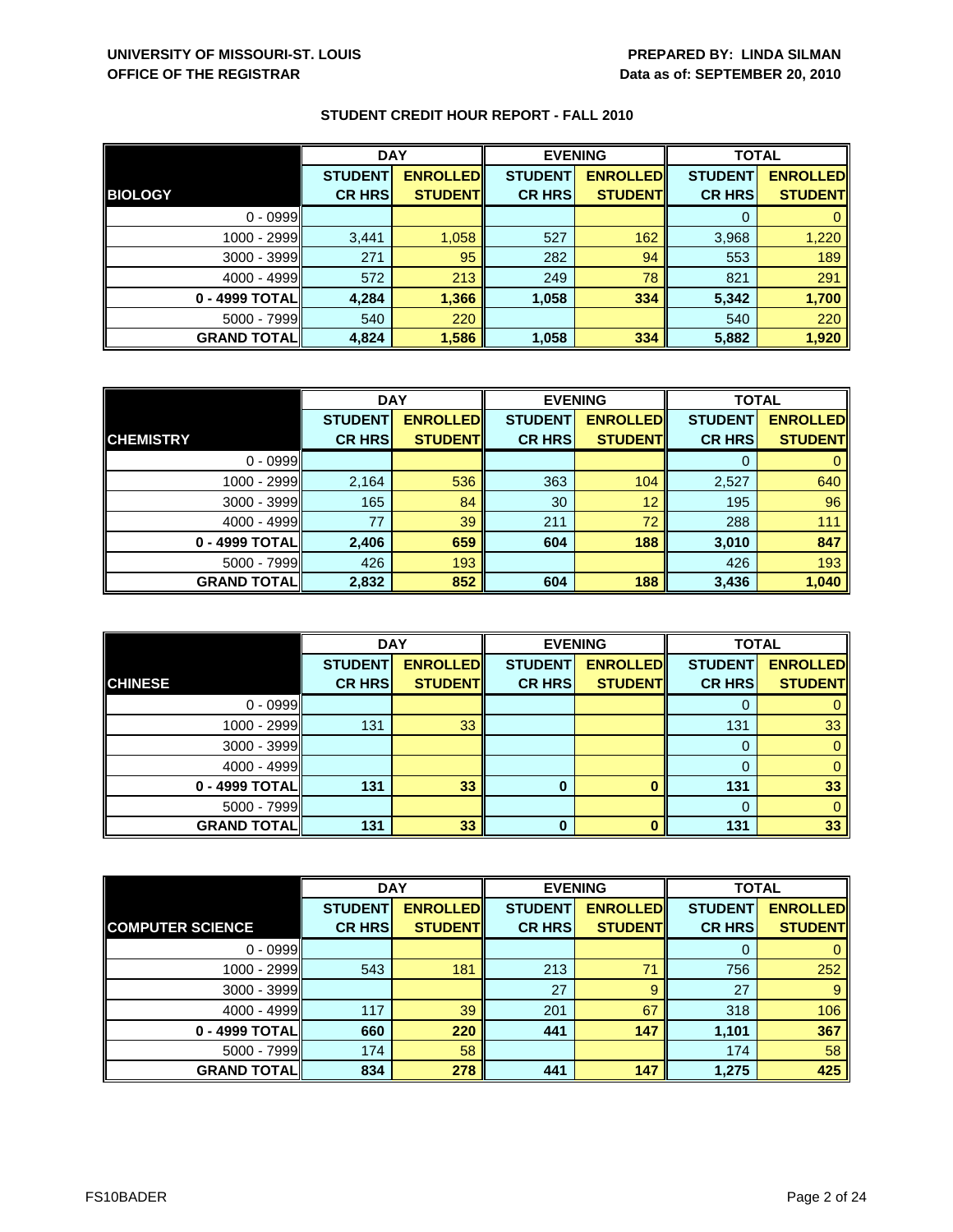UNIVERSITY OF MISSOURI-ST. LOUIS
OFFICE OF THE REGISTRAR

PREPARED BY: LINDA SILMAN
Data as of: SEPTEMBER 20, 2010

## STUDENT CREDIT HOUR REPORT - FALL 2010

| | DAY | | EVENING | | TOTAL | |
|---|---|---|---|---|---|---|
| **BIOLOGY** | **STUDENT CR HRS** | **ENROLLED STUDENT** | **STUDENT CR HRS** | **ENROLLED STUDENT** | **STUDENT CR HRS** | **ENROLLED STUDENT** |
| 0 - 0999 | | | | | 0 | 0 |
| 1000 - 2999 | 3,441 | 1,058 | 527 | 162 | 3,968 | 1,220 |
| 3000 - 3999 | 271 | 95 | 282 | 94 | 553 | 189 |
| 4000 - 4999 | 572 | 213 | 249 | 78 | 821 | 291 |
| **0 - 4999 TOTAL** | **4,284** | **1,366** | **1,058** | **334** | **5,342** | **1,700** |
| 5000 - 7999 | 540 | 220 | | | 540 | 220 |
| **GRAND TOTAL** | **4,824** | **1,586** | **1,058** | **334** | **5,882** | **1,920** |

| | DAY | | EVENING | | TOTAL | |
|---|---|---|---|---|---|---|
| **CHEMISTRY** | **STUDENT CR HRS** | **ENROLLED STUDENT** | **STUDENT CR HRS** | **ENROLLED STUDENT** | **STUDENT CR HRS** | **ENROLLED STUDENT** |
| 0 - 0999 | | | | | 0 | 0 |
| 1000 - 2999 | 2,164 | 536 | 363 | 104 | 2,527 | 640 |
| 3000 - 3999 | 165 | 84 | 30 | 12 | 195 | 96 |
| 4000 - 4999 | 77 | 39 | 211 | 72 | 288 | 111 |
| **0 - 4999 TOTAL** | **2,406** | **659** | **604** | **188** | **3,010** | **847** |
| 5000 - 7999 | 426 | 193 | | | 426 | 193 |
| **GRAND TOTAL** | **2,832** | **852** | **604** | **188** | **3,436** | **1,040** |

| | DAY | | EVENING | | TOTAL | |
|---|---|---|---|---|---|---|
| **CHINESE** | **STUDENT CR HRS** | **ENROLLED STUDENT** | **STUDENT CR HRS** | **ENROLLED STUDENT** | **STUDENT CR HRS** | **ENROLLED STUDENT** |
| 0 - 0999 | | | | | 0 | 0 |
| 1000 - 2999 | 131 | 33 | | | 131 | 33 |
| 3000 - 3999 | | | | | 0 | 0 |
| 4000 - 4999 | | | | | 0 | 0 |
| **0 - 4999 TOTAL** | **131** | **33** | **0** | **0** | **131** | **33** |
| 5000 - 7999 | | | | | 0 | 0 |
| **GRAND TOTAL** | **131** | **33** | **0** | **0** | **131** | **33** |

| | DAY | | EVENING | | TOTAL | |
|---|---|---|---|---|---|---|
| **COMPUTER SCIENCE** | **STUDENT CR HRS** | **ENROLLED STUDENT** | **STUDENT CR HRS** | **ENROLLED STUDENT** | **STUDENT CR HRS** | **ENROLLED STUDENT** |
| 0 - 0999 | | | | | 0 | 0 |
| 1000 - 2999 | 543 | 181 | 213 | 71 | 756 | 252 |
| 3000 - 3999 | | | 27 | 9 | 27 | 9 |
| 4000 - 4999 | 117 | 39 | 201 | 67 | 318 | 106 |
| **0 - 4999 TOTAL** | **660** | **220** | **441** | **147** | **1,101** | **367** |
| 5000 - 7999 | 174 | 58 | | | 174 | 58 |
| **GRAND TOTAL** | **834** | **278** | **441** | **147** | **1,275** | **425** |

FS10BADER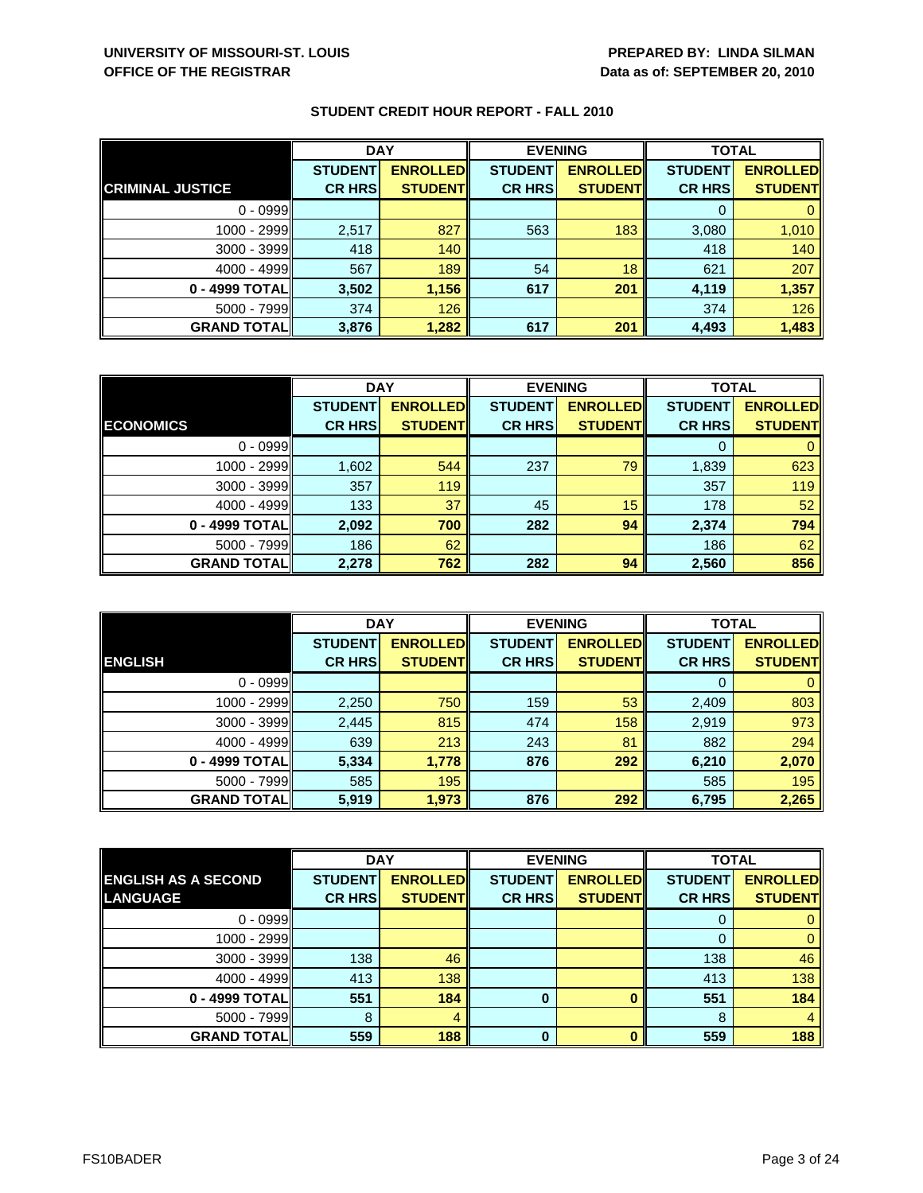**UNIVERSITY OF MISSOURI-ST. LOUIS**
**OFFICE OF THE REGISTRAR**

**PREPARED BY: LINDA SILMAN**
**Data as of: SEPTEMBER 20, 2010**

## STUDENT CREDIT HOUR REPORT - FALL 2010

| | DAY | | EVENING | | TOTAL | |
|---|---|---|---|---|---|---|
| **CRIMINAL JUSTICE** | **STUDENT CR HRS** | **ENROLLED STUDENT** | **STUDENT CR HRS** | **ENROLLED STUDENT** | **STUDENT CR HRS** | **ENROLLED STUDENT** |
| 0 - 0999 | | | | | 0 | 0 |
| 1000 - 2999 | 2,517 | 827 | 563 | 183 | 3,080 | 1,010 |
| 3000 - 3999 | 418 | 140 | | | 418 | 140 |
| 4000 - 4999 | 567 | 189 | 54 | 18 | 621 | 207 |
| **0 - 4999 TOTAL** | **3,502** | **1,156** | **617** | **201** | **4,119** | **1,357** |
| 5000 - 7999 | 374 | 126 | | | 374 | 126 |
| **GRAND TOTAL** | **3,876** | **1,282** | **617** | **201** | **4,493** | **1,483** |

| | DAY | | EVENING | | TOTAL | |
|---|---|---|---|---|---|---|
| **ECONOMICS** | **STUDENT CR HRS** | **ENROLLED STUDENT** | **STUDENT CR HRS** | **ENROLLED STUDENT** | **STUDENT CR HRS** | **ENROLLED STUDENT** |
| 0 - 0999 | | | | | 0 | 0 |
| 1000 - 2999 | 1,602 | 544 | 237 | 79 | 1,839 | 623 |
| 3000 - 3999 | 357 | 119 | | | 357 | 119 |
| 4000 - 4999 | 133 | 37 | 45 | 15 | 178 | 52 |
| **0 - 4999 TOTAL** | **2,092** | **700** | **282** | **94** | **2,374** | **794** |
| 5000 - 7999 | 186 | 62 | | | 186 | 62 |
| **GRAND TOTAL** | **2,278** | **762** | **282** | **94** | **2,560** | **856** |

| | DAY | | EVENING | | TOTAL | |
|---|---|---|---|---|---|---|
| **ENGLISH** | **STUDENT CR HRS** | **ENROLLED STUDENT** | **STUDENT CR HRS** | **ENROLLED STUDENT** | **STUDENT CR HRS** | **ENROLLED STUDENT** |
| 0 - 0999 | | | | | 0 | 0 |
| 1000 - 2999 | 2,250 | 750 | 159 | 53 | 2,409 | 803 |
| 3000 - 3999 | 2,445 | 815 | 474 | 158 | 2,919 | 973 |
| 4000 - 4999 | 639 | 213 | 243 | 81 | 882 | 294 |
| **0 - 4999 TOTAL** | **5,334** | **1,778** | **876** | **292** | **6,210** | **2,070** |
| 5000 - 7999 | 585 | 195 | | | 585 | 195 |
| **GRAND TOTAL** | **5,919** | **1,973** | **876** | **292** | **6,795** | **2,265** |

| | DAY | | EVENING | | TOTAL | |
|---|---|---|---|---|---|---|
| **ENGLISH AS A SECOND LANGUAGE** | **STUDENT CR HRS** | **ENROLLED STUDENT** | **STUDENT CR HRS** | **ENROLLED STUDENT** | **STUDENT CR HRS** | **ENROLLED STUDENT** |
| 0 - 0999 | | | | | 0 | 0 |
| 1000 - 2999 | | | | | 0 | 0 |
| 3000 - 3999 | 138 | 46 | | | 138 | 46 |
| 4000 - 4999 | 413 | 138 | | | 413 | 138 |
| **0 - 4999 TOTAL** | **551** | **184** | **0** | **0** | **551** | **184** |
| 5000 - 7999 | 8 | 4 | | | 8 | 4 |
| **GRAND TOTAL** | **559** | **188** | **0** | **0** | **559** | **188** |

FS10BADER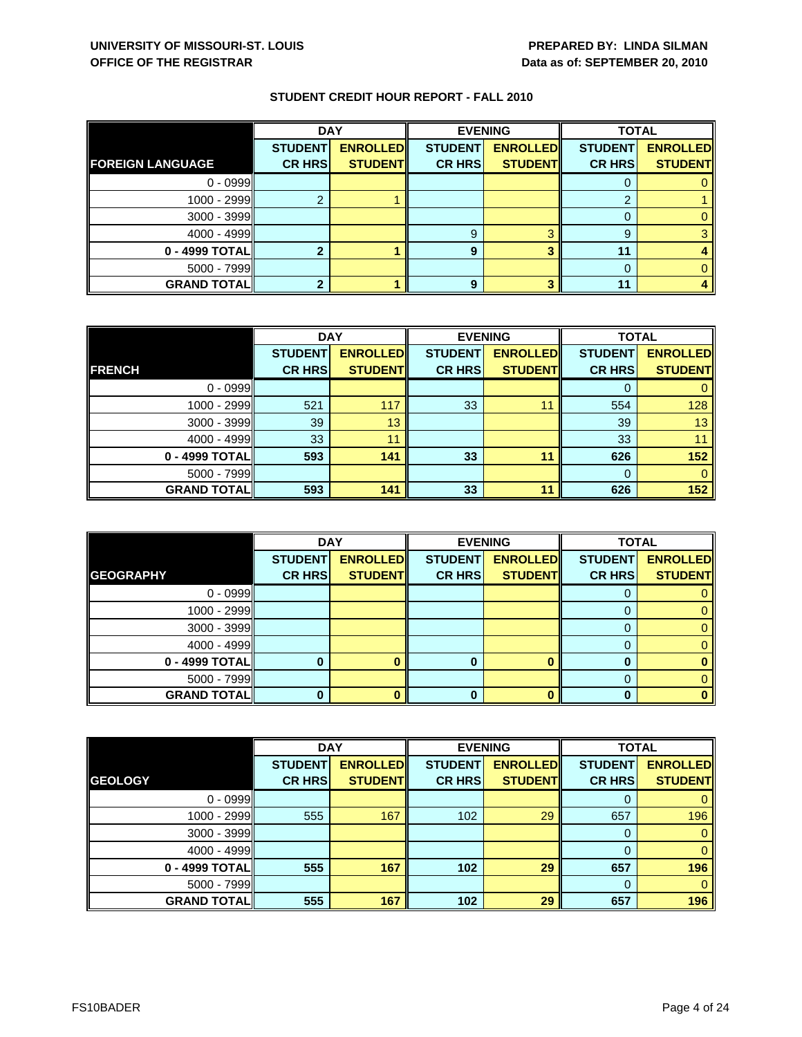**UNIVERSITY OF MISSOURI-ST. LOUIS**
**OFFICE OF THE REGISTRAR**

**PREPARED BY: LINDA SILMAN**
**Data as of: SEPTEMBER 20, 2010**

## STUDENT CREDIT HOUR REPORT - FALL 2010

| | DAY | | EVENING | | TOTAL | |
|---|---|---|---|---|---|---|
| **FOREIGN LANGUAGE** | **STUDENT CR HRS** | **ENROLLED STUDENT** | **STUDENT CR HRS** | **ENROLLED STUDENT** | **STUDENT CR HRS** | **ENROLLED STUDENT** |
| 0 - 0999 | | | | | 0 | 0 |
| 1000 - 2999 | 2 | 1 | | | 2 | 1 |
| 3000 - 3999 | | | | | 0 | 0 |
| 4000 - 4999 | | | 9 | 3 | 9 | 3 |
| **0 - 4999 TOTAL** | **2** | **1** | **9** | **3** | **11** | **4** |
| 5000 - 7999 | | | | | 0 | 0 |
| **GRAND TOTAL** | **2** | **1** | **9** | **3** | **11** | **4** |

| | DAY | | EVENING | | TOTAL | |
|---|---|---|---|---|---|---|
| **FRENCH** | **STUDENT CR HRS** | **ENROLLED STUDENT** | **STUDENT CR HRS** | **ENROLLED STUDENT** | **STUDENT CR HRS** | **ENROLLED STUDENT** |
| 0 - 0999 | | | | | 0 | 0 |
| 1000 - 2999 | 521 | 117 | 33 | 11 | 554 | 128 |
| 3000 - 3999 | 39 | 13 | | | 39 | 13 |
| 4000 - 4999 | 33 | 11 | | | 33 | 11 |
| **0 - 4999 TOTAL** | **593** | **141** | **33** | **11** | **626** | **152** |
| 5000 - 7999 | | | | | 0 | 0 |
| **GRAND TOTAL** | **593** | **141** | **33** | **11** | **626** | **152** |

| | DAY | | EVENING | | TOTAL | |
|---|---|---|---|---|---|---|
| **GEOGRAPHY** | **STUDENT CR HRS** | **ENROLLED STUDENT** | **STUDENT CR HRS** | **ENROLLED STUDENT** | **STUDENT CR HRS** | **ENROLLED STUDENT** |
| 0 - 0999 | | | | | 0 | 0 |
| 1000 - 2999 | | | | | 0 | 0 |
| 3000 - 3999 | | | | | 0 | 0 |
| 4000 - 4999 | | | | | 0 | 0 |
| **0 - 4999 TOTAL** | **0** | **0** | **0** | **0** | **0** | **0** |
| 5000 - 7999 | | | | | 0 | 0 |
| **GRAND TOTAL** | **0** | **0** | **0** | **0** | **0** | **0** |

| | DAY | | EVENING | | TOTAL | |
|---|---|---|---|---|---|---|
| **GEOLOGY** | **STUDENT CR HRS** | **ENROLLED STUDENT** | **STUDENT CR HRS** | **ENROLLED STUDENT** | **STUDENT CR HRS** | **ENROLLED STUDENT** |
| 0 - 0999 | | | | | 0 | 0 |
| 1000 - 2999 | 555 | 167 | 102 | 29 | 657 | 196 |
| 3000 - 3999 | | | | | 0 | 0 |
| 4000 - 4999 | | | | | 0 | 0 |
| **0 - 4999 TOTAL** | **555** | **167** | **102** | **29** | **657** | **196** |
| 5000 - 7999 | | | | | 0 | 0 |
| **GRAND TOTAL** | **555** | **167** | **102** | **29** | **657** | **196** |

FS10BADER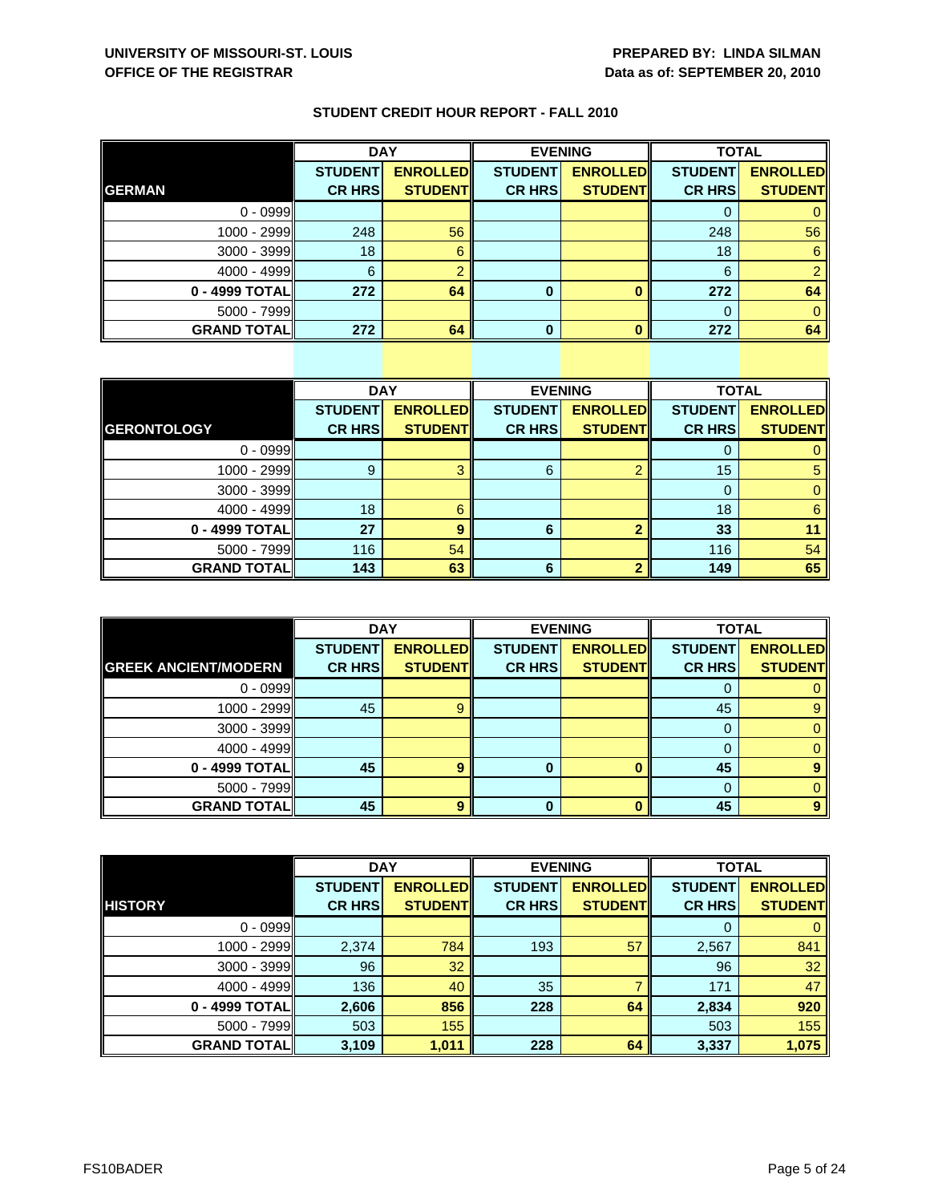**UNIVERSITY OF MISSOURI-ST. LOUIS**
**OFFICE OF THE REGISTRAR**

**PREPARED BY: LINDA SILMAN**
**Data as of: SEPTEMBER 20, 2010**

## STUDENT CREDIT HOUR REPORT - FALL 2010

| | DAY | | EVENING | | TOTAL | |
|---|---|---|---|---|---|---|
| **GERMAN** | **STUDENT CR HRS** | **ENROLLED STUDENT** | **STUDENT CR HRS** | **ENROLLED STUDENT** | **STUDENT CR HRS** | **ENROLLED STUDENT** |
| 0 - 0999 | | | | | 0 | 0 |
| 1000 - 2999 | 248 | 56 | | | 248 | 56 |
| 3000 - 3999 | 18 | 6 | | | 18 | 6 |
| 4000 - 4999 | 6 | 2 | | | 6 | 2 |
| **0 - 4999 TOTAL** | **272** | **64** | **0** | **0** | **272** | **64** |
| 5000 - 7999 | | | | | 0 | 0 |
| **GRAND TOTAL** | **272** | **64** | **0** | **0** | **272** | **64** |

| | DAY | | EVENING | | TOTAL | |
|---|---|---|---|---|---|---|
| **GERONTOLOGY** | **STUDENT CR HRS** | **ENROLLED STUDENT** | **STUDENT CR HRS** | **ENROLLED STUDENT** | **STUDENT CR HRS** | **ENROLLED STUDENT** |
| 0 - 0999 | | | | | 0 | 0 |
| 1000 - 2999 | 9 | 3 | 6 | 2 | 15 | 5 |
| 3000 - 3999 | | | | | 0 | 0 |
| 4000 - 4999 | 18 | 6 | | | 18 | 6 |
| **0 - 4999 TOTAL** | **27** | **9** | **6** | **2** | **33** | **11** |
| 5000 - 7999 | 116 | 54 | | | 116 | 54 |
| **GRAND TOTAL** | **143** | **63** | **6** | **2** | **149** | **65** |

| | DAY | | EVENING | | TOTAL | |
|---|---|---|---|---|---|---|
| **GREEK ANCIENT/MODERN** | **STUDENT CR HRS** | **ENROLLED STUDENT** | **STUDENT CR HRS** | **ENROLLED STUDENT** | **STUDENT CR HRS** | **ENROLLED STUDENT** |
| 0 - 0999 | | | | | 0 | 0 |
| 1000 - 2999 | 45 | 9 | | | 45 | 9 |
| 3000 - 3999 | | | | | 0 | 0 |
| 4000 - 4999 | | | | | 0 | 0 |
| **0 - 4999 TOTAL** | **45** | **9** | **0** | **0** | **45** | **9** |
| 5000 - 7999 | | | | | 0 | 0 |
| **GRAND TOTAL** | **45** | **9** | **0** | **0** | **45** | **9** |

| | DAY | | EVENING | | TOTAL | |
|---|---|---|---|---|---|---|
| **HISTORY** | **STUDENT CR HRS** | **ENROLLED STUDENT** | **STUDENT CR HRS** | **ENROLLED STUDENT** | **STUDENT CR HRS** | **ENROLLED STUDENT** |
| 0 - 0999 | | | | | 0 | 0 |
| 1000 - 2999 | 2,374 | 784 | 193 | 57 | 2,567 | 841 |
| 3000 - 3999 | 96 | 32 | | | 96 | 32 |
| 4000 - 4999 | 136 | 40 | 35 | 7 | 171 | 47 |
| **0 - 4999 TOTAL** | **2,606** | **856** | **228** | **64** | **2,834** | **920** |
| 5000 - 7999 | 503 | 155 | | | 503 | 155 |
| **GRAND TOTAL** | **3,109** | **1,011** | **228** | **64** | **3,337** | **1,075** |

FS10BADER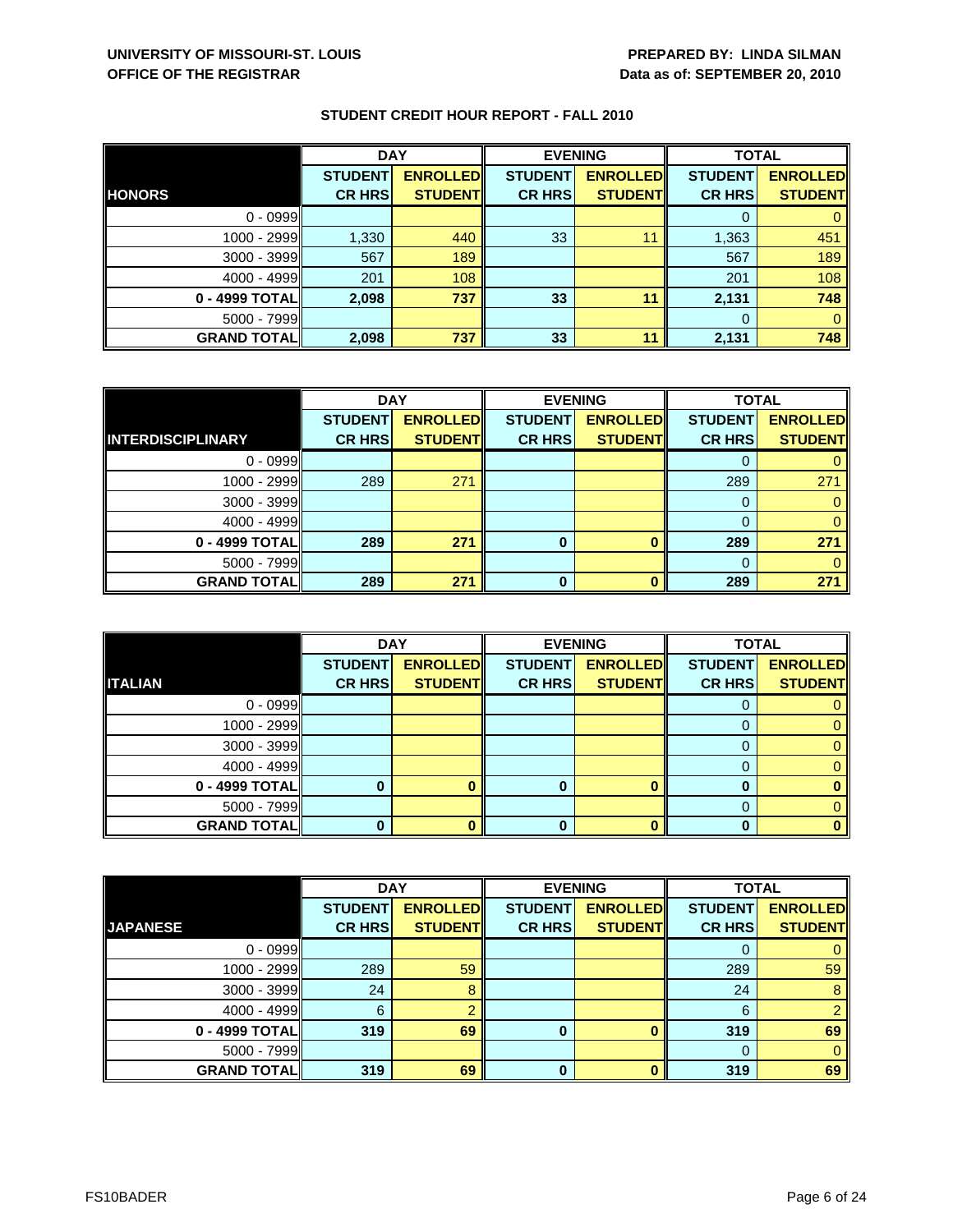**UNIVERSITY OF MISSOURI-ST. LOUIS**
**OFFICE OF THE REGISTRAR**

**PREPARED BY: LINDA SILMAN**
**Data as of: SEPTEMBER 20, 2010**

## STUDENT CREDIT HOUR REPORT - FALL 2010

| | DAY | | EVENING | | TOTAL | |
|---|---|---|---|---|---|---|
| **HONORS** | **STUDENT CR HRS** | **ENROLLED STUDENT** | **STUDENT CR HRS** | **ENROLLED STUDENT** | **STUDENT CR HRS** | **ENROLLED STUDENT** |
| 0 - 0999 | | | | | 0 | 0 |
| 1000 - 2999 | 1,330 | 440 | 33 | 11 | 1,363 | 451 |
| 3000 - 3999 | 567 | 189 | | | 567 | 189 |
| 4000 - 4999 | 201 | 108 | | | 201 | 108 |
| **0 - 4999 TOTAL** | **2,098** | **737** | **33** | **11** | **2,131** | **748** |
| 5000 - 7999 | | | | | 0 | 0 |
| **GRAND TOTAL** | **2,098** | **737** | **33** | **11** | **2,131** | **748** |

| | DAY | | EVENING | | TOTAL | |
|---|---|---|---|---|---|---|
| **INTERDISCIPLINARY** | **STUDENT CR HRS** | **ENROLLED STUDENT** | **STUDENT CR HRS** | **ENROLLED STUDENT** | **STUDENT CR HRS** | **ENROLLED STUDENT** |
| 0 - 0999 | | | | | 0 | 0 |
| 1000 - 2999 | 289 | 271 | | | 289 | 271 |
| 3000 - 3999 | | | | | 0 | 0 |
| 4000 - 4999 | | | | | 0 | 0 |
| **0 - 4999 TOTAL** | **289** | **271** | **0** | **0** | **289** | **271** |
| 5000 - 7999 | | | | | 0 | 0 |
| **GRAND TOTAL** | **289** | **271** | **0** | **0** | **289** | **271** |

| | DAY | | EVENING | | TOTAL | |
|---|---|---|---|---|---|---|
| **ITALIAN** | **STUDENT CR HRS** | **ENROLLED STUDENT** | **STUDENT CR HRS** | **ENROLLED STUDENT** | **STUDENT CR HRS** | **ENROLLED STUDENT** |
| 0 - 0999 | | | | | 0 | 0 |
| 1000 - 2999 | | | | | 0 | 0 |
| 3000 - 3999 | | | | | 0 | 0 |
| 4000 - 4999 | | | | | 0 | 0 |
| **0 - 4999 TOTAL** | **0** | **0** | **0** | **0** | **0** | **0** |
| 5000 - 7999 | | | | | 0 | 0 |
| **GRAND TOTAL** | **0** | **0** | **0** | **0** | **0** | **0** |

| | DAY | | EVENING | | TOTAL | |
|---|---|---|---|---|---|---|
| **JAPANESE** | **STUDENT CR HRS** | **ENROLLED STUDENT** | **STUDENT CR HRS** | **ENROLLED STUDENT** | **STUDENT CR HRS** | **ENROLLED STUDENT** |
| 0 - 0999 | | | | | 0 | 0 |
| 1000 - 2999 | 289 | 59 | | | 289 | 59 |
| 3000 - 3999 | 24 | 8 | | | 24 | 8 |
| 4000 - 4999 | 6 | 2 | | | 6 | 2 |
| **0 - 4999 TOTAL** | **319** | **69** | **0** | **0** | **319** | **69** |
| 5000 - 7999 | | | | | 0 | 0 |
| **GRAND TOTAL** | **319** | **69** | **0** | **0** | **319** | **69** |

FS10BADER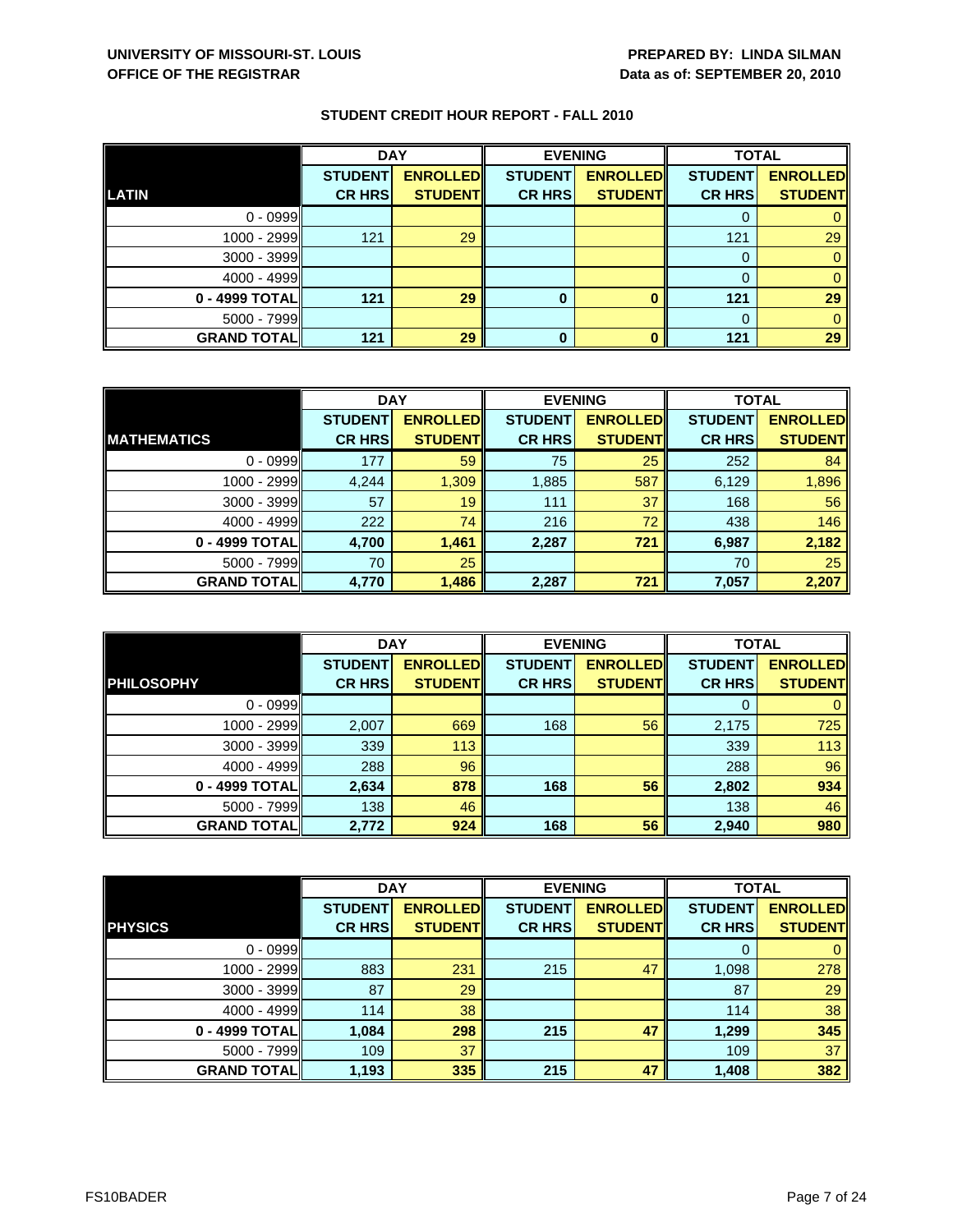**UNIVERSITY OF MISSOURI-ST. LOUIS**
**OFFICE OF THE REGISTRAR**

**PREPARED BY: LINDA SILMAN**
**Data as of: SEPTEMBER 20, 2010**

## STUDENT CREDIT HOUR REPORT - FALL 2010

| | DAY | | EVENING | | TOTAL | |
|---|---|---|---|---|---|---|
| **LATIN** | **STUDENT CR HRS** | **ENROLLED STUDENT** | **STUDENT CR HRS** | **ENROLLED STUDENT** | **STUDENT CR HRS** | **ENROLLED STUDENT** |
| 0 - 0999 | | | | | 0 | 0 |
| 1000 - 2999 | 121 | 29 | | | 121 | 29 |
| 3000 - 3999 | | | | | 0 | 0 |
| 4000 - 4999 | | | | | 0 | 0 |
| **0 - 4999 TOTAL** | **121** | **29** | **0** | **0** | **121** | **29** |
| 5000 - 7999 | | | | | 0 | 0 |
| **GRAND TOTAL** | **121** | **29** | **0** | **0** | **121** | **29** |

| | DAY | | EVENING | | TOTAL | |
|---|---|---|---|---|---|---|
| **MATHEMATICS** | **STUDENT CR HRS** | **ENROLLED STUDENT** | **STUDENT CR HRS** | **ENROLLED STUDENT** | **STUDENT CR HRS** | **ENROLLED STUDENT** |
| 0 - 0999 | 177 | 59 | 75 | 25 | 252 | 84 |
| 1000 - 2999 | 4,244 | 1,309 | 1,885 | 587 | 6,129 | 1,896 |
| 3000 - 3999 | 57 | 19 | 111 | 37 | 168 | 56 |
| 4000 - 4999 | 222 | 74 | 216 | 72 | 438 | 146 |
| **0 - 4999 TOTAL** | **4,700** | **1,461** | **2,287** | **721** | **6,987** | **2,182** |
| 5000 - 7999 | 70 | 25 | | | 70 | 25 |
| **GRAND TOTAL** | **4,770** | **1,486** | **2,287** | **721** | **7,057** | **2,207** |

| | DAY | | EVENING | | TOTAL | |
|---|---|---|---|---|---|---|
| **PHILOSOPHY** | **STUDENT CR HRS** | **ENROLLED STUDENT** | **STUDENT CR HRS** | **ENROLLED STUDENT** | **STUDENT CR HRS** | **ENROLLED STUDENT** |
| 0 - 0999 | | | | | 0 | 0 |
| 1000 - 2999 | 2,007 | 669 | 168 | 56 | 2,175 | 725 |
| 3000 - 3999 | 339 | 113 | | | 339 | 113 |
| 4000 - 4999 | 288 | 96 | | | 288 | 96 |
| **0 - 4999 TOTAL** | **2,634** | **878** | **168** | **56** | **2,802** | **934** |
| 5000 - 7999 | 138 | 46 | | | 138 | 46 |
| **GRAND TOTAL** | **2,772** | **924** | **168** | **56** | **2,940** | **980** |

| | DAY | | EVENING | | TOTAL | |
|---|---|---|---|---|---|---|
| **PHYSICS** | **STUDENT CR HRS** | **ENROLLED STUDENT** | **STUDENT CR HRS** | **ENROLLED STUDENT** | **STUDENT CR HRS** | **ENROLLED STUDENT** |
| 0 - 0999 | | | | | 0 | 0 |
| 1000 - 2999 | 883 | 231 | 215 | 47 | 1,098 | 278 |
| 3000 - 3999 | 87 | 29 | | | 87 | 29 |
| 4000 - 4999 | 114 | 38 | | | 114 | 38 |
| **0 - 4999 TOTAL** | **1,084** | **298** | **215** | **47** | **1,299** | **345** |
| 5000 - 7999 | 109 | 37 | | | 109 | 37 |
| **GRAND TOTAL** | **1,193** | **335** | **215** | **47** | **1,408** | **382** |

FS10BADER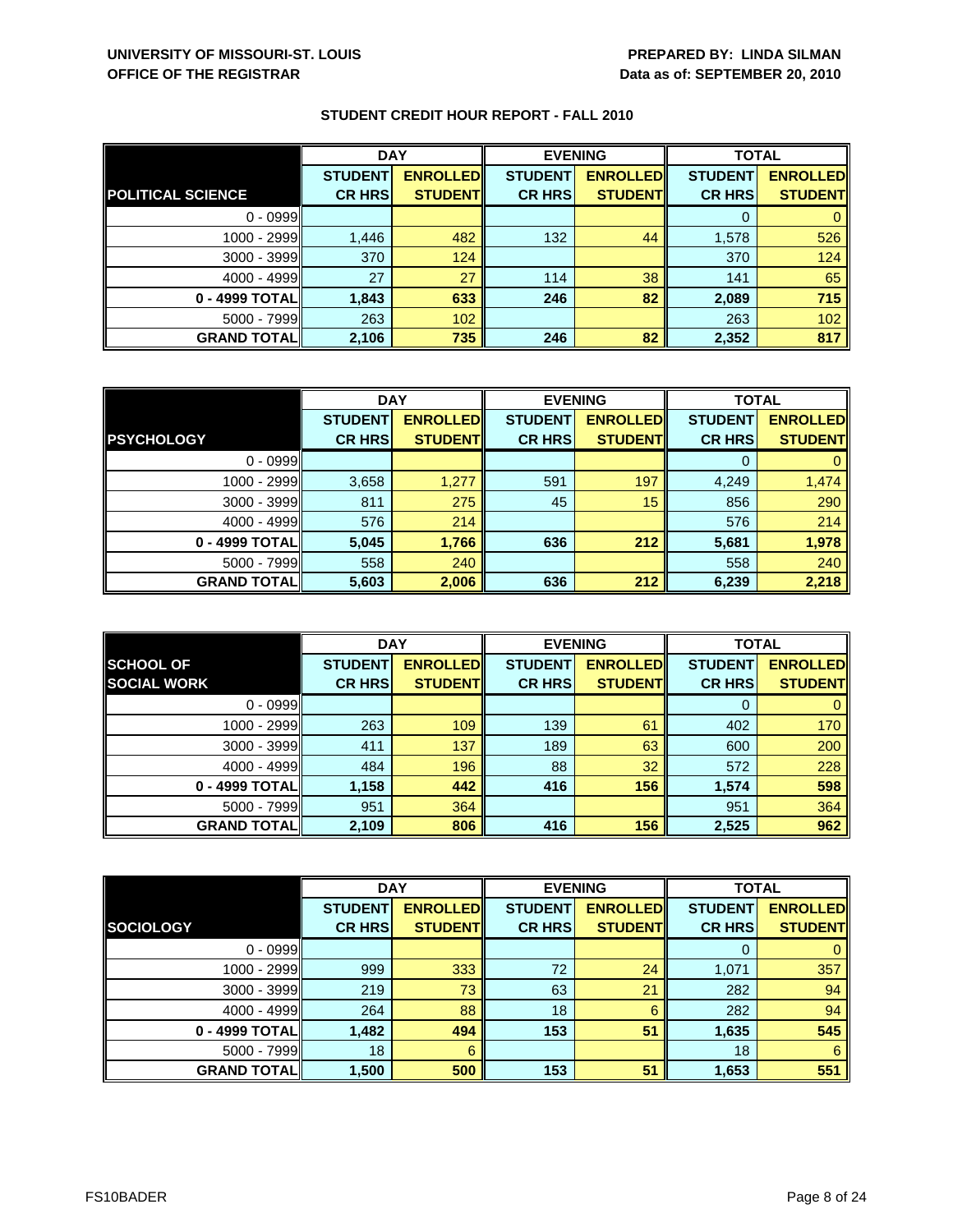**UNIVERSITY OF MISSOURI-ST. LOUIS**
**OFFICE OF THE REGISTRAR**

**PREPARED BY: LINDA SILMAN**
**Data as of: SEPTEMBER 20, 2010**

## STUDENT CREDIT HOUR REPORT - FALL 2010

| | DAY | | EVENING | | TOTAL | |
|---|---|---|---|---|---|---|
| **POLITICAL SCIENCE** | **STUDENT CR HRS** | **ENROLLED STUDENT** | **STUDENT CR HRS** | **ENROLLED STUDENT** | **STUDENT CR HRS** | **ENROLLED STUDENT** |
| 0 - 0999 | | | | | 0 | 0 |
| 1000 - 2999 | 1,446 | 482 | 132 | 44 | 1,578 | 526 |
| 3000 - 3999 | 370 | 124 | | | 370 | 124 |
| 4000 - 4999 | 27 | 27 | 114 | 38 | 141 | 65 |
| **0 - 4999 TOTAL** | **1,843** | **633** | **246** | **82** | **2,089** | **715** |
| 5000 - 7999 | 263 | 102 | | | 263 | 102 |
| **GRAND TOTAL** | **2,106** | **735** | **246** | **82** | **2,352** | **817** |

| | DAY | | EVENING | | TOTAL | |
|---|---|---|---|---|---|---|
| **PSYCHOLOGY** | **STUDENT CR HRS** | **ENROLLED STUDENT** | **STUDENT CR HRS** | **ENROLLED STUDENT** | **STUDENT CR HRS** | **ENROLLED STUDENT** |
| 0 - 0999 | | | | | 0 | 0 |
| 1000 - 2999 | 3,658 | 1,277 | 591 | 197 | 4,249 | 1,474 |
| 3000 - 3999 | 811 | 275 | 45 | 15 | 856 | 290 |
| 4000 - 4999 | 576 | 214 | | | 576 | 214 |
| **0 - 4999 TOTAL** | **5,045** | **1,766** | **636** | **212** | **5,681** | **1,978** |
| 5000 - 7999 | 558 | 240 | | | 558 | 240 |
| **GRAND TOTAL** | **5,603** | **2,006** | **636** | **212** | **6,239** | **2,218** |

| | DAY | | EVENING | | TOTAL | |
|---|---|---|---|---|---|---|
| **SCHOOL OF SOCIAL WORK** | **STUDENT CR HRS** | **ENROLLED STUDENT** | **STUDENT CR HRS** | **ENROLLED STUDENT** | **STUDENT CR HRS** | **ENROLLED STUDENT** |
| 0 - 0999 | | | | | 0 | 0 |
| 1000 - 2999 | 263 | 109 | 139 | 61 | 402 | 170 |
| 3000 - 3999 | 411 | 137 | 189 | 63 | 600 | 200 |
| 4000 - 4999 | 484 | 196 | 88 | 32 | 572 | 228 |
| **0 - 4999 TOTAL** | **1,158** | **442** | **416** | **156** | **1,574** | **598** |
| 5000 - 7999 | 951 | 364 | | | 951 | 364 |
| **GRAND TOTAL** | **2,109** | **806** | **416** | **156** | **2,525** | **962** |

| | DAY | | EVENING | | TOTAL | |
|---|---|---|---|---|---|---|
| **SOCIOLOGY** | **STUDENT CR HRS** | **ENROLLED STUDENT** | **STUDENT CR HRS** | **ENROLLED STUDENT** | **STUDENT CR HRS** | **ENROLLED STUDENT** |
| 0 - 0999 | | | | | 0 | 0 |
| 1000 - 2999 | 999 | 333 | 72 | 24 | 1,071 | 357 |
| 3000 - 3999 | 219 | 73 | 63 | 21 | 282 | 94 |
| 4000 - 4999 | 264 | 88 | 18 | 6 | 282 | 94 |
| **0 - 4999 TOTAL** | **1,482** | **494** | **153** | **51** | **1,635** | **545** |
| 5000 - 7999 | 18 | 6 | | | 18 | 6 |
| **GRAND TOTAL** | **1,500** | **500** | **153** | **51** | **1,653** | **551** |

FS10BADER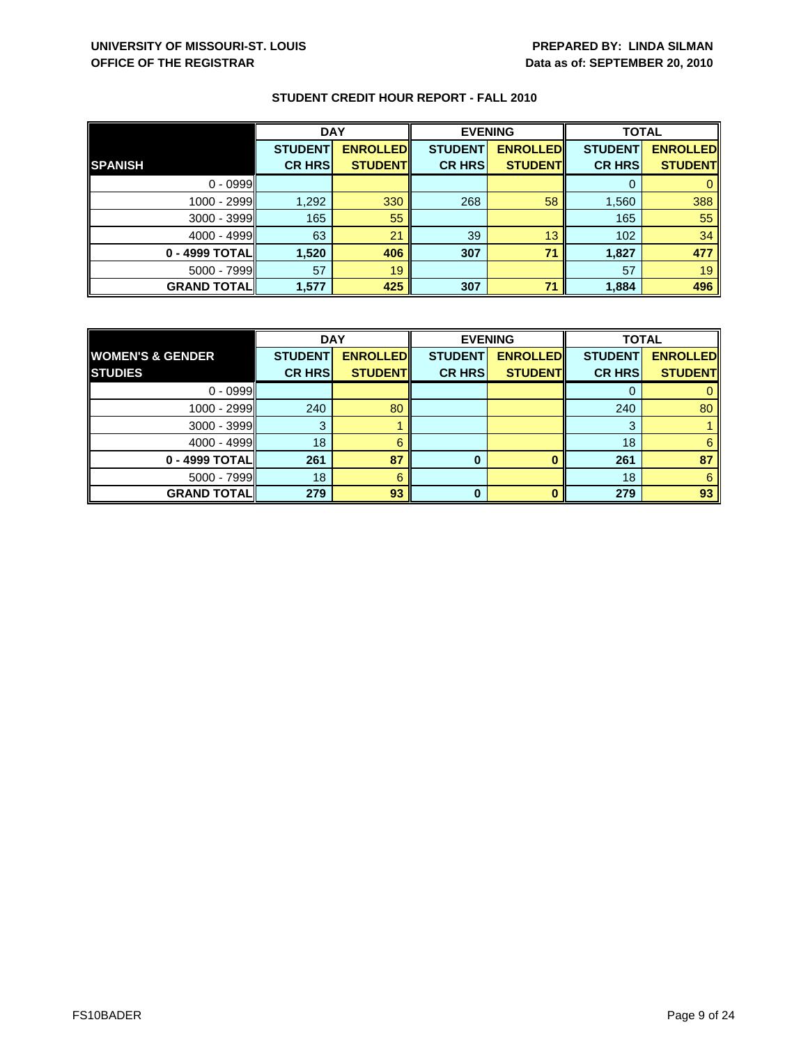UNIVERSITY OF MISSOURI-ST. LOUIS
OFFICE OF THE REGISTRAR

PREPARED BY: LINDA SILMAN
Data as of: SEPTEMBER 20, 2010

## STUDENT CREDIT HOUR REPORT - FALL 2010

| | DAY | | EVENING | | TOTAL | |
|---|---|---|---|---|---|---|
| **SPANISH** | **STUDENT CR HRS** | **ENROLLED STUDENT** | **STUDENT CR HRS** | **ENROLLED STUDENT** | **STUDENT CR HRS** | **ENROLLED STUDENT** |
| 0 - 0999 | | | | | 0 | 0 |
| 1000 - 2999 | 1,292 | 330 | 268 | 58 | 1,560 | 388 |
| 3000 - 3999 | 165 | 55 | | | 165 | 55 |
| 4000 - 4999 | 63 | 21 | 39 | 13 | 102 | 34 |
| **0 - 4999 TOTAL** | **1,520** | **406** | **307** | **71** | **1,827** | **477** |
| 5000 - 7999 | 57 | 19 | | | 57 | 19 |
| **GRAND TOTAL** | **1,577** | **425** | **307** | **71** | **1,884** | **496** |

| | DAY | | EVENING | | TOTAL | |
|---|---|---|---|---|---|---|
| **WOMEN'S & GENDER STUDIES** | **STUDENT CR HRS** | **ENROLLED STUDENT** | **STUDENT CR HRS** | **ENROLLED STUDENT** | **STUDENT CR HRS** | **ENROLLED STUDENT** |
| 0 - 0999 | | | | | 0 | 0 |
| 1000 - 2999 | 240 | 80 | | | 240 | 80 |
| 3000 - 3999 | 3 | 1 | | | 3 | 1 |
| 4000 - 4999 | 18 | 6 | | | 18 | 6 |
| **0 - 4999 TOTAL** | **261** | **87** | **0** | **0** | **261** | **87** |
| 5000 - 7999 | 18 | 6 | | | 18 | 6 |
| **GRAND TOTAL** | **279** | **93** | **0** | **0** | **279** | **93** |

FS10BADER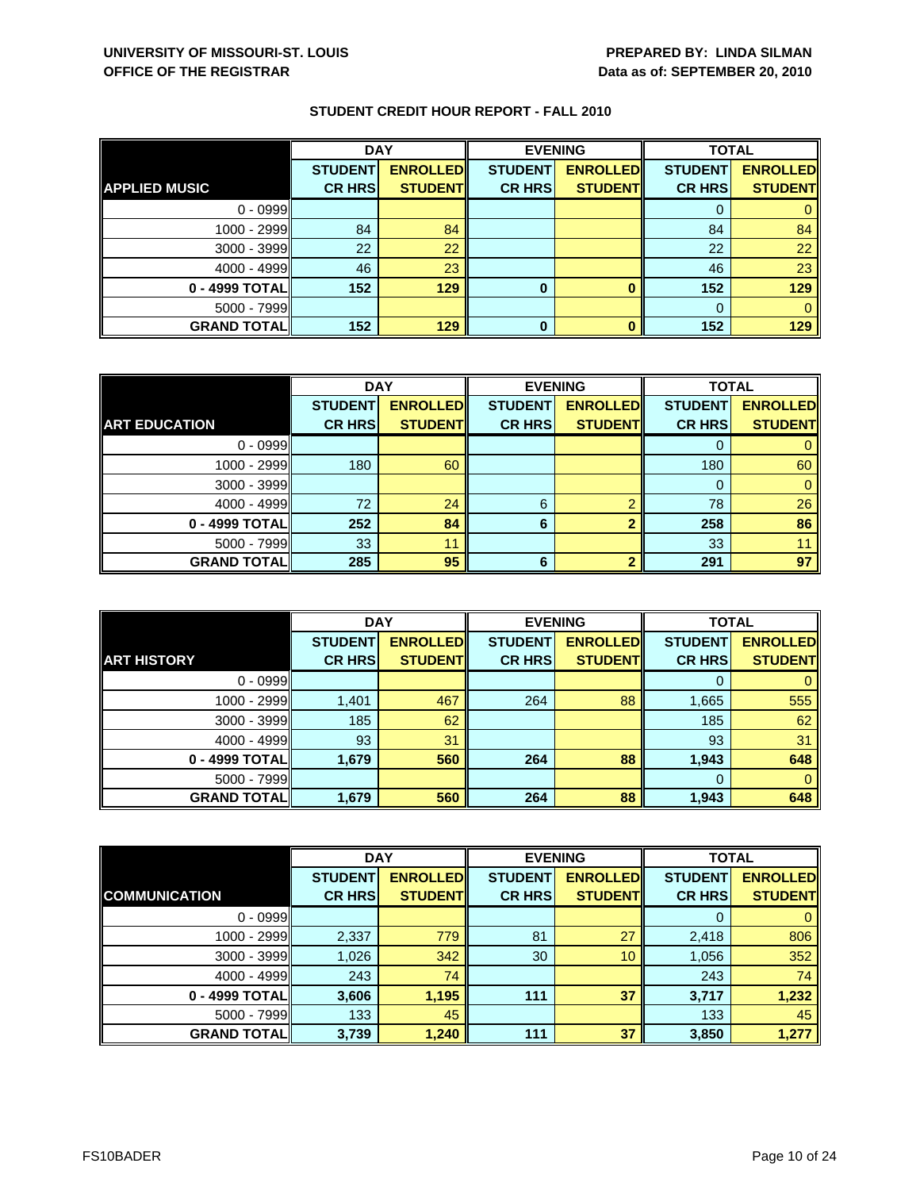**UNIVERSITY OF MISSOURI-ST. LOUIS**
**OFFICE OF THE REGISTRAR**

**PREPARED BY: LINDA SILMAN**
**Data as of: SEPTEMBER 20, 2010**

## STUDENT CREDIT HOUR REPORT - FALL 2010

| | DAY | | EVENING | | TOTAL | |
|---|---|---|---|---|---|---|
| **APPLIED MUSIC** | STUDENT CR HRS | ENROLLED STUDENT | STUDENT CR HRS | ENROLLED STUDENT | STUDENT CR HRS | ENROLLED STUDENT |
| 0 - 0999 | | | | | 0 | 0 |
| 1000 - 2999 | 84 | 84 | | | 84 | 84 |
| 3000 - 3999 | 22 | 22 | | | 22 | 22 |
| 4000 - 4999 | 46 | 23 | | | 46 | 23 |
| **0 - 4999 TOTAL** | **152** | **129** | **0** | **0** | **152** | **129** |
| 5000 - 7999 | | | | | 0 | 0 |
| **GRAND TOTAL** | **152** | **129** | **0** | **0** | **152** | **129** |

| | DAY | | EVENING | | TOTAL | |
|---|---|---|---|---|---|---|
| **ART EDUCATION** | STUDENT CR HRS | ENROLLED STUDENT | STUDENT CR HRS | ENROLLED STUDENT | STUDENT CR HRS | ENROLLED STUDENT |
| 0 - 0999 | | | | | 0 | 0 |
| 1000 - 2999 | 180 | 60 | | | 180 | 60 |
| 3000 - 3999 | | | | | 0 | 0 |
| 4000 - 4999 | 72 | 24 | 6 | 2 | 78 | 26 |
| **0 - 4999 TOTAL** | **252** | **84** | **6** | **2** | **258** | **86** |
| 5000 - 7999 | 33 | 11 | | | 33 | 11 |
| **GRAND TOTAL** | **285** | **95** | **6** | **2** | **291** | **97** |

| | DAY | | EVENING | | TOTAL | |
|---|---|---|---|---|---|---|
| **ART HISTORY** | STUDENT CR HRS | ENROLLED STUDENT | STUDENT CR HRS | ENROLLED STUDENT | STUDENT CR HRS | ENROLLED STUDENT |
| 0 - 0999 | | | | | 0 | 0 |
| 1000 - 2999 | 1,401 | 467 | 264 | 88 | 1,665 | 555 |
| 3000 - 3999 | 185 | 62 | | | 185 | 62 |
| 4000 - 4999 | 93 | 31 | | | 93 | 31 |
| **0 - 4999 TOTAL** | **1,679** | **560** | **264** | **88** | **1,943** | **648** |
| 5000 - 7999 | | | | | 0 | 0 |
| **GRAND TOTAL** | **1,679** | **560** | **264** | **88** | **1,943** | **648** |

| | DAY | | EVENING | | TOTAL | |
|---|---|---|---|---|---|---|
| **COMMUNICATION** | STUDENT CR HRS | ENROLLED STUDENT | STUDENT CR HRS | ENROLLED STUDENT | STUDENT CR HRS | ENROLLED STUDENT |
| 0 - 0999 | | | | | 0 | 0 |
| 1000 - 2999 | 2,337 | 779 | 81 | 27 | 2,418 | 806 |
| 3000 - 3999 | 1,026 | 342 | 30 | 10 | 1,056 | 352 |
| 4000 - 4999 | 243 | 74 | | | 243 | 74 |
| **0 - 4999 TOTAL** | **3,606** | **1,195** | **111** | **37** | **3,717** | **1,232** |
| 5000 - 7999 | 133 | 45 | | | 133 | 45 |
| **GRAND TOTAL** | **3,739** | **1,240** | **111** | **37** | **3,850** | **1,277** |

FS10BADER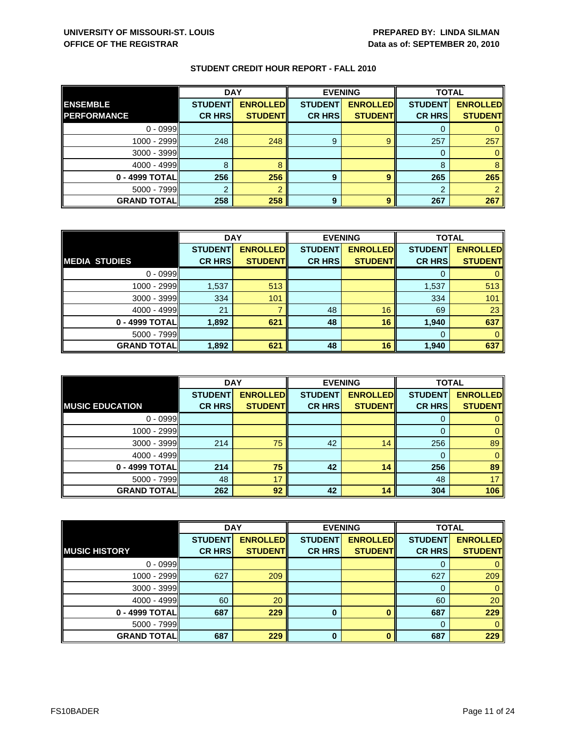**UNIVERSITY OF MISSOURI-ST. LOUIS**
**OFFICE OF THE REGISTRAR**

**PREPARED BY: LINDA SILMAN**
**Data as of: SEPTEMBER 20, 2010**

## STUDENT CREDIT HOUR REPORT - FALL 2010

| ENSEMBLE PERFORMANCE | DAY | | EVENING | | TOTAL | |
|---|---|---|---|---|---|---|
| | STUDENT CR HRS | ENROLLED STUDENT | STUDENT CR HRS | ENROLLED STUDENT | STUDENT CR HRS | ENROLLED STUDENT |
| 0 - 0999 | | | | | 0 | 0 |
| 1000 - 2999 | 248 | 248 | 9 | 9 | 257 | 257 |
| 3000 - 3999 | | | | | 0 | 0 |
| 4000 - 4999 | 8 | 8 | | | 8 | 8 |
| **0 - 4999 TOTAL** | **256** | **256** | **9** | **9** | **265** | **265** |
| 5000 - 7999 | 2 | 2 | | | 2 | 2 |
| **GRAND TOTAL** | **258** | **258** | **9** | **9** | **267** | **267** |

| MEDIA STUDIES | DAY | | EVENING | | TOTAL | |
|---|---|---|---|---|---|---|
| | STUDENT CR HRS | ENROLLED STUDENT | STUDENT CR HRS | ENROLLED STUDENT | STUDENT CR HRS | ENROLLED STUDENT |
| 0 - 0999 | | | | | 0 | 0 |
| 1000 - 2999 | 1,537 | 513 | | | 1,537 | 513 |
| 3000 - 3999 | 334 | 101 | | | 334 | 101 |
| 4000 - 4999 | 21 | 7 | 48 | 16 | 69 | 23 |
| **0 - 4999 TOTAL** | **1,892** | **621** | **48** | **16** | **1,940** | **637** |
| 5000 - 7999 | | | | | 0 | 0 |
| **GRAND TOTAL** | **1,892** | **621** | **48** | **16** | **1,940** | **637** |

| MUSIC EDUCATION | DAY | | EVENING | | TOTAL | |
|---|---|---|---|---|---|---|
| | STUDENT CR HRS | ENROLLED STUDENT | STUDENT CR HRS | ENROLLED STUDENT | STUDENT CR HRS | ENROLLED STUDENT |
| 0 - 0999 | | | | | 0 | 0 |
| 1000 - 2999 | | | | | 0 | 0 |
| 3000 - 3999 | 214 | 75 | 42 | 14 | 256 | 89 |
| 4000 - 4999 | | | | | 0 | 0 |
| **0 - 4999 TOTAL** | **214** | **75** | **42** | **14** | **256** | **89** |
| 5000 - 7999 | 48 | 17 | | | 48 | 17 |
| **GRAND TOTAL** | **262** | **92** | **42** | **14** | **304** | **106** |

| MUSIC HISTORY | DAY | | EVENING | | TOTAL | |
|---|---|---|---|---|---|---|
| | STUDENT CR HRS | ENROLLED STUDENT | STUDENT CR HRS | ENROLLED STUDENT | STUDENT CR HRS | ENROLLED STUDENT |
| 0 - 0999 | | | | | 0 | 0 |
| 1000 - 2999 | 627 | 209 | | | 627 | 209 |
| 3000 - 3999 | | | | | 0 | 0 |
| 4000 - 4999 | 60 | 20 | | | 60 | 20 |
| **0 - 4999 TOTAL** | **687** | **229** | **0** | **0** | **687** | **229** |
| 5000 - 7999 | | | | | 0 | 0 |
| **GRAND TOTAL** | **687** | **229** | **0** | **0** | **687** | **229** |

FS10BADER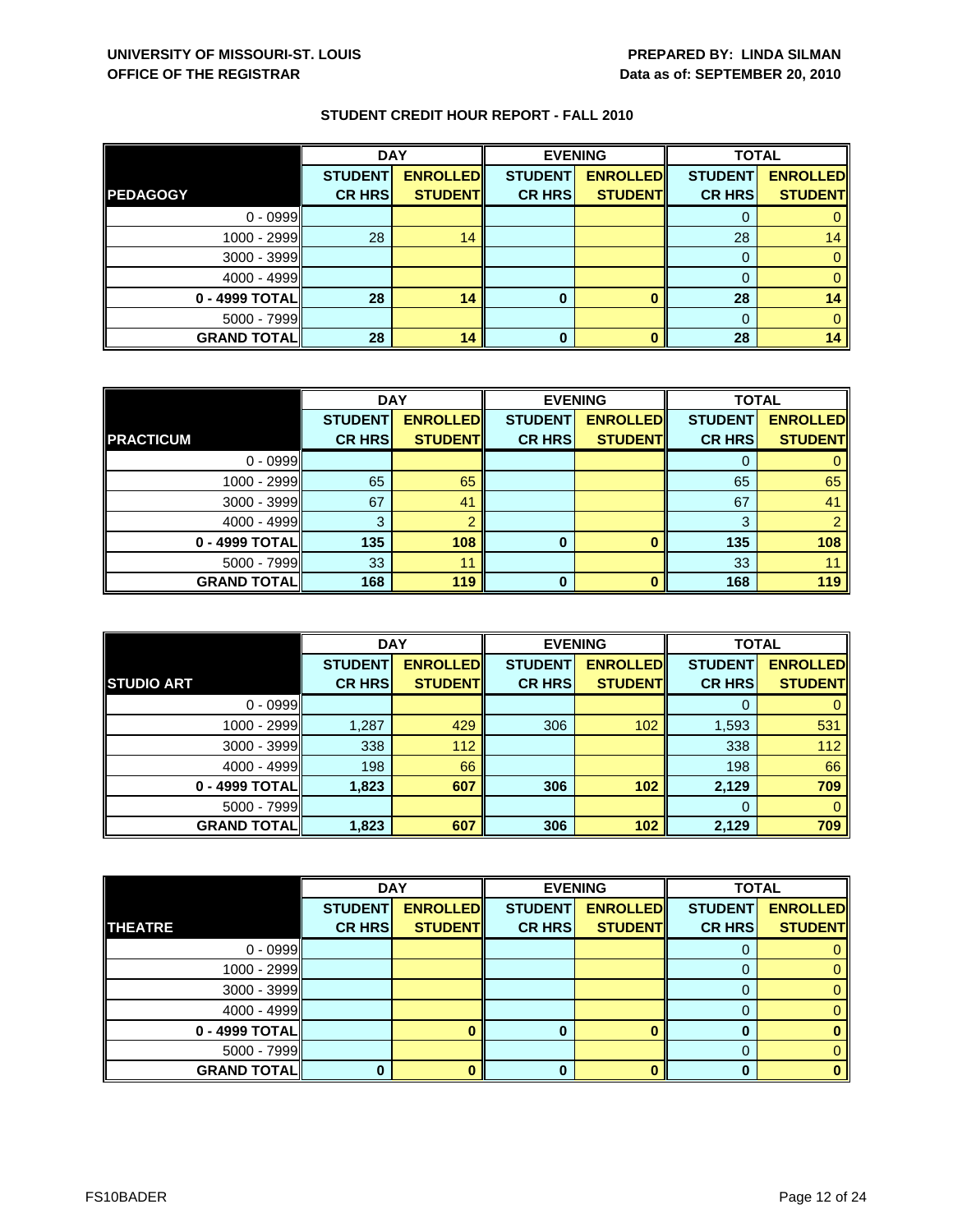**UNIVERSITY OF MISSOURI-ST. LOUIS**
**OFFICE OF THE REGISTRAR**

**PREPARED BY: LINDA SILMAN**
**Data as of: SEPTEMBER 20, 2010**

## STUDENT CREDIT HOUR REPORT - FALL 2010

| | DAY | | EVENING | | TOTAL | |
|---|---|---|---|---|---|---|
| **PEDAGOGY** | **STUDENT CR HRS** | **ENROLLED STUDENT** | **STUDENT CR HRS** | **ENROLLED STUDENT** | **STUDENT CR HRS** | **ENROLLED STUDENT** |
| 0 - 0999 | | | | | 0 | 0 |
| 1000 - 2999 | 28 | 14 | | | 28 | 14 |
| 3000 - 3999 | | | | | 0 | 0 |
| 4000 - 4999 | | | | | 0 | 0 |
| **0 - 4999 TOTAL** | **28** | **14** | **0** | **0** | **28** | **14** |
| 5000 - 7999 | | | | | 0 | 0 |
| **GRAND TOTAL** | **28** | **14** | **0** | **0** | **28** | **14** |

| | DAY | | EVENING | | TOTAL | |
|---|---|---|---|---|---|---|
| **PRACTICUM** | **STUDENT CR HRS** | **ENROLLED STUDENT** | **STUDENT CR HRS** | **ENROLLED STUDENT** | **STUDENT CR HRS** | **ENROLLED STUDENT** |
| 0 - 0999 | | | | | 0 | 0 |
| 1000 - 2999 | 65 | 65 | | | 65 | 65 |
| 3000 - 3999 | 67 | 41 | | | 67 | 41 |
| 4000 - 4999 | 3 | 2 | | | 3 | 2 |
| **0 - 4999 TOTAL** | **135** | **108** | **0** | **0** | **135** | **108** |
| 5000 - 7999 | 33 | 11 | | | 33 | 11 |
| **GRAND TOTAL** | **168** | **119** | **0** | **0** | **168** | **119** |

| | DAY | | EVENING | | TOTAL | |
|---|---|---|---|---|---|---|
| **STUDIO ART** | **STUDENT CR HRS** | **ENROLLED STUDENT** | **STUDENT CR HRS** | **ENROLLED STUDENT** | **STUDENT CR HRS** | **ENROLLED STUDENT** |
| 0 - 0999 | | | | | 0 | 0 |
| 1000 - 2999 | 1,287 | 429 | 306 | 102 | 1,593 | 531 |
| 3000 - 3999 | 338 | 112 | | | 338 | 112 |
| 4000 - 4999 | 198 | 66 | | | 198 | 66 |
| **0 - 4999 TOTAL** | **1,823** | **607** | **306** | **102** | **2,129** | **709** |
| 5000 - 7999 | | | | | 0 | 0 |
| **GRAND TOTAL** | **1,823** | **607** | **306** | **102** | **2,129** | **709** |

| | DAY | | EVENING | | TOTAL | |
|---|---|---|---|---|---|---|
| **THEATRE** | **STUDENT CR HRS** | **ENROLLED STUDENT** | **STUDENT CR HRS** | **ENROLLED STUDENT** | **STUDENT CR HRS** | **ENROLLED STUDENT** |
| 0 - 0999 | | | | | 0 | 0 |
| 1000 - 2999 | | | | | 0 | 0 |
| 3000 - 3999 | | | | | 0 | 0 |
| 4000 - 4999 | | | | | 0 | 0 |
| **0 - 4999 TOTAL** | | **0** | **0** | **0** | **0** | **0** |
| 5000 - 7999 | | | | | 0 | 0 |
| **GRAND TOTAL** | **0** | **0** | **0** | **0** | **0** | **0** |

FS10BADER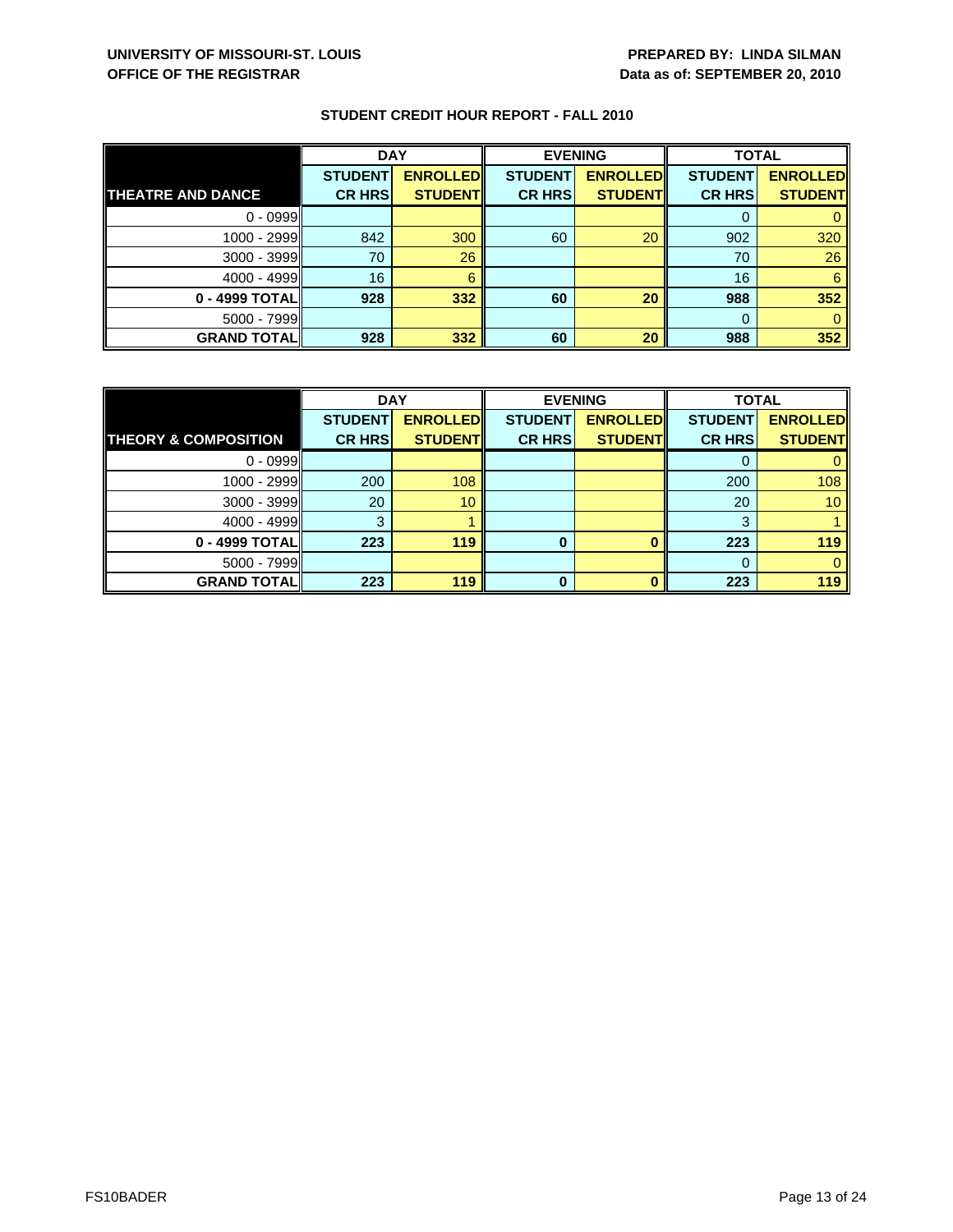**UNIVERSITY OF MISSOURI-ST. LOUIS**
**OFFICE OF THE REGISTRAR**

**PREPARED BY: LINDA SILMAN**
**Data as of: SEPTEMBER 20, 2010**

### STUDENT CREDIT HOUR REPORT - FALL 2010

| | DAY | | EVENING | | TOTAL | |
|---|---|---|---|---|---|---|
| **THEATRE AND DANCE** | **STUDENT CR HRS** | **ENROLLED STUDENT** | **STUDENT CR HRS** | **ENROLLED STUDENT** | **STUDENT CR HRS** | **ENROLLED STUDENT** |
| 0 - 0999 | | | | | 0 | 0 |
| 1000 - 2999 | 842 | 300 | 60 | 20 | 902 | 320 |
| 3000 - 3999 | 70 | 26 | | | 70 | 26 |
| 4000 - 4999 | 16 | 6 | | | 16 | 6 |
| **0 - 4999 TOTAL** | **928** | **332** | **60** | **20** | **988** | **352** |
| 5000 - 7999 | | | | | 0 | 0 |
| **GRAND TOTAL** | **928** | **332** | **60** | **20** | **988** | **352** |

| | DAY | | EVENING | | TOTAL | |
|---|---|---|---|---|---|---|
| **THEORY & COMPOSITION** | **STUDENT CR HRS** | **ENROLLED STUDENT** | **STUDENT CR HRS** | **ENROLLED STUDENT** | **STUDENT CR HRS** | **ENROLLED STUDENT** |
| 0 - 0999 | | | | | 0 | 0 |
| 1000 - 2999 | 200 | 108 | | | 200 | 108 |
| 3000 - 3999 | 20 | 10 | | | 20 | 10 |
| 4000 - 4999 | 3 | 1 | | | 3 | 1 |
| **0 - 4999 TOTAL** | **223** | **119** | **0** | **0** | **223** | **119** |
| 5000 - 7999 | | | | | 0 | 0 |
| **GRAND TOTAL** | **223** | **119** | **0** | **0** | **223** | **119** |

FS10BADER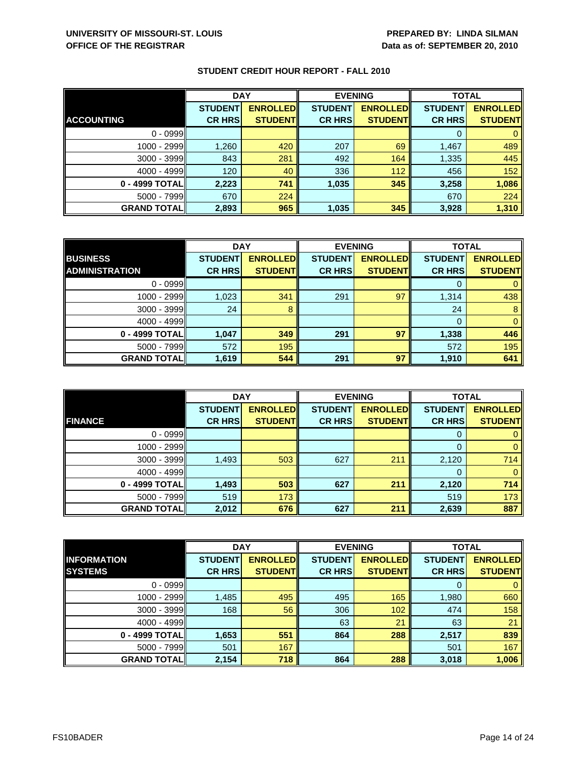**UNIVERSITY OF MISSOURI-ST. LOUIS**
**OFFICE OF THE REGISTRAR**

**PREPARED BY: LINDA SILMAN**
**Data as of: SEPTEMBER 20, 2010**

## STUDENT CREDIT HOUR REPORT - FALL 2010

| | DAY | | EVENING | | TOTAL | |
|---|---|---|---|---|---|---|
| **ACCOUNTING** | **STUDENT CR HRS** | **ENROLLED STUDENT** | **STUDENT CR HRS** | **ENROLLED STUDENT** | **STUDENT CR HRS** | **ENROLLED STUDENT** |
| 0 - 0999 | | | | | 0 | 0 |
| 1000 - 2999 | 1,260 | 420 | 207 | 69 | 1,467 | 489 |
| 3000 - 3999 | 843 | 281 | 492 | 164 | 1,335 | 445 |
| 4000 - 4999 | 120 | 40 | 336 | 112 | 456 | 152 |
| **0 - 4999 TOTAL** | **2,223** | **741** | **1,035** | **345** | **3,258** | **1,086** |
| 5000 - 7999 | 670 | 224 | | | 670 | 224 |
| **GRAND TOTAL** | **2,893** | **965** | **1,035** | **345** | **3,928** | **1,310** |

| | DAY | | EVENING | | TOTAL | |
|---|---|---|---|---|---|---|
| **BUSINESS ADMINISTRATION** | **STUDENT CR HRS** | **ENROLLED STUDENT** | **STUDENT CR HRS** | **ENROLLED STUDENT** | **STUDENT CR HRS** | **ENROLLED STUDENT** |
| 0 - 0999 | | | | | 0 | 0 |
| 1000 - 2999 | 1,023 | 341 | 291 | 97 | 1,314 | 438 |
| 3000 - 3999 | 24 | 8 | | | 24 | 8 |
| 4000 - 4999 | | | | | 0 | 0 |
| **0 - 4999 TOTAL** | **1,047** | **349** | **291** | **97** | **1,338** | **446** |
| 5000 - 7999 | 572 | 195 | | | 572 | 195 |
| **GRAND TOTAL** | **1,619** | **544** | **291** | **97** | **1,910** | **641** |

| | DAY | | EVENING | | TOTAL | |
|---|---|---|---|---|---|---|
| **FINANCE** | **STUDENT CR HRS** | **ENROLLED STUDENT** | **STUDENT CR HRS** | **ENROLLED STUDENT** | **STUDENT CR HRS** | **ENROLLED STUDENT** |
| 0 - 0999 | | | | | 0 | 0 |
| 1000 - 2999 | | | | | 0 | 0 |
| 3000 - 3999 | 1,493 | 503 | 627 | 211 | 2,120 | 714 |
| 4000 - 4999 | | | | | 0 | 0 |
| **0 - 4999 TOTAL** | **1,493** | **503** | **627** | **211** | **2,120** | **714** |
| 5000 - 7999 | 519 | 173 | | | 519 | 173 |
| **GRAND TOTAL** | **2,012** | **676** | **627** | **211** | **2,639** | **887** |

| | DAY | | EVENING | | TOTAL | |
|---|---|---|---|---|---|---|
| **INFORMATION SYSTEMS** | **STUDENT CR HRS** | **ENROLLED STUDENT** | **STUDENT CR HRS** | **ENROLLED STUDENT** | **STUDENT CR HRS** | **ENROLLED STUDENT** |
| 0 - 0999 | | | | | 0 | 0 |
| 1000 - 2999 | 1,485 | 495 | 495 | 165 | 1,980 | 660 |
| 3000 - 3999 | 168 | 56 | 306 | 102 | 474 | 158 |
| 4000 - 4999 | | | 63 | 21 | 63 | 21 |
| **0 - 4999 TOTAL** | **1,653** | **551** | **864** | **288** | **2,517** | **839** |
| 5000 - 7999 | 501 | 167 | | | 501 | 167 |
| **GRAND TOTAL** | **2,154** | **718** | **864** | **288** | **3,018** | **1,006** |

FS10BADER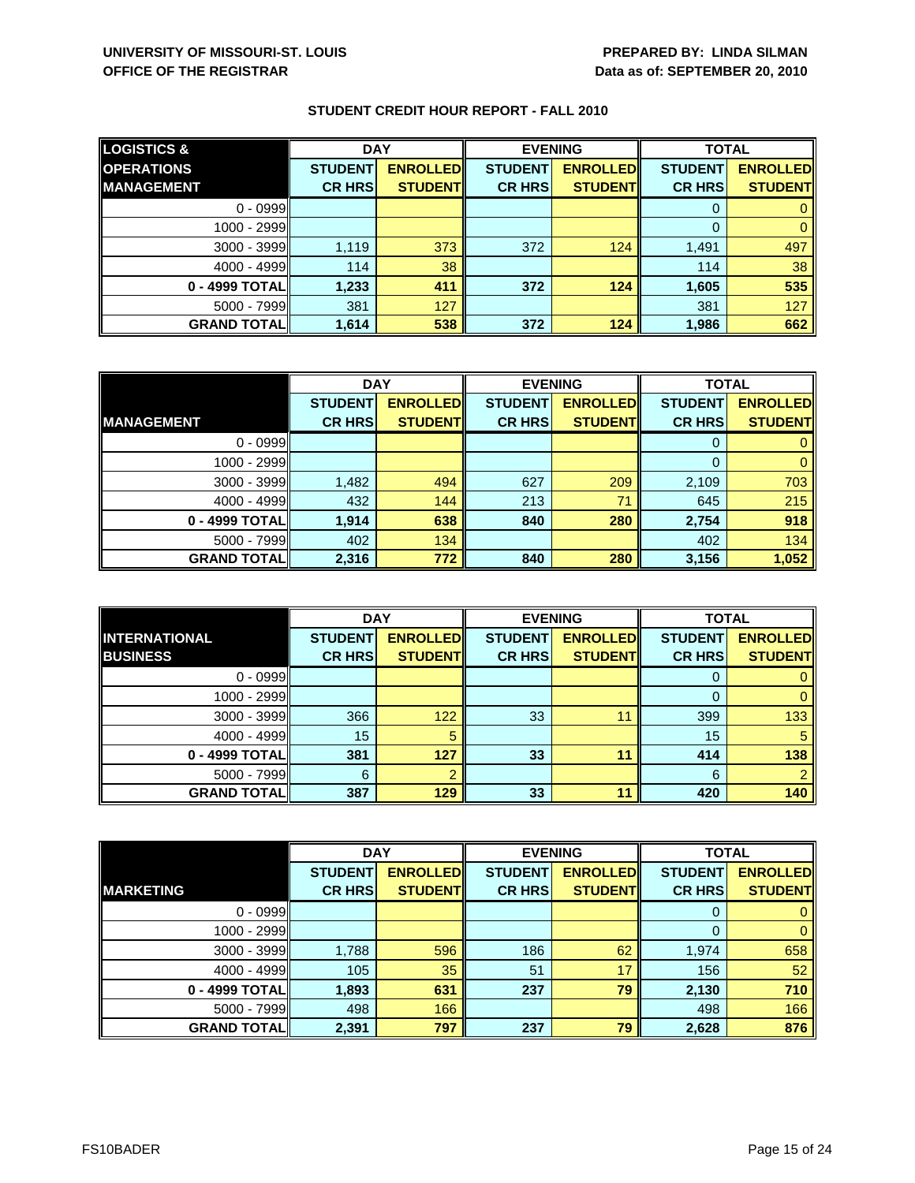UNIVERSITY OF MISSOURI-ST. LOUIS
OFFICE OF THE REGISTRAR

PREPARED BY: LINDA SILMAN
Data as of: SEPTEMBER 20, 2010

## STUDENT CREDIT HOUR REPORT - FALL 2010

| LOGISTICS & OPERATIONS MANAGEMENT | DAY | | EVENING | | TOTAL | |
|---|---|---|---|---|---|---|
| | STUDENT CR HRS | ENROLLED STUDENT | STUDENT CR HRS | ENROLLED STUDENT | STUDENT CR HRS | ENROLLED STUDENT |
| 0 - 0999 | | | | | 0 | 0 |
| 1000 - 2999 | | | | | 0 | 0 |
| 3000 - 3999 | 1,119 | 373 | 372 | 124 | 1,491 | 497 |
| 4000 - 4999 | 114 | 38 | | | 114 | 38 |
| **0 - 4999 TOTAL** | **1,233** | **411** | **372** | **124** | **1,605** | **535** |
| 5000 - 7999 | 381 | 127 | | | 381 | 127 |
| **GRAND TOTAL** | **1,614** | **538** | **372** | **124** | **1,986** | **662** |

| MANAGEMENT | DAY | | EVENING | | TOTAL | |
|---|---|---|---|---|---|---|
| | STUDENT CR HRS | ENROLLED STUDENT | STUDENT CR HRS | ENROLLED STUDENT | STUDENT CR HRS | ENROLLED STUDENT |
| 0 - 0999 | | | | | 0 | 0 |
| 1000 - 2999 | | | | | 0 | 0 |
| 3000 - 3999 | 1,482 | 494 | 627 | 209 | 2,109 | 703 |
| 4000 - 4999 | 432 | 144 | 213 | 71 | 645 | 215 |
| **0 - 4999 TOTAL** | **1,914** | **638** | **840** | **280** | **2,754** | **918** |
| 5000 - 7999 | 402 | 134 | | | 402 | 134 |
| **GRAND TOTAL** | **2,316** | **772** | **840** | **280** | **3,156** | **1,052** |

| INTERNATIONAL BUSINESS | DAY | | EVENING | | TOTAL | |
|---|---|---|---|---|---|---|
| | STUDENT CR HRS | ENROLLED STUDENT | STUDENT CR HRS | ENROLLED STUDENT | STUDENT CR HRS | ENROLLED STUDENT |
| 0 - 0999 | | | | | 0 | 0 |
| 1000 - 2999 | | | | | 0 | 0 |
| 3000 - 3999 | 366 | 122 | 33 | 11 | 399 | 133 |
| 4000 - 4999 | 15 | 5 | | | 15 | 5 |
| **0 - 4999 TOTAL** | **381** | **127** | **33** | **11** | **414** | **138** |
| 5000 - 7999 | 6 | 2 | | | 6 | 2 |
| **GRAND TOTAL** | **387** | **129** | **33** | **11** | **420** | **140** |

| MARKETING | DAY | | EVENING | | TOTAL | |
|---|---|---|---|---|---|---|
| | STUDENT CR HRS | ENROLLED STUDENT | STUDENT CR HRS | ENROLLED STUDENT | STUDENT CR HRS | ENROLLED STUDENT |
| 0 - 0999 | | | | | 0 | 0 |
| 1000 - 2999 | | | | | 0 | 0 |
| 3000 - 3999 | 1,788 | 596 | 186 | 62 | 1,974 | 658 |
| 4000 - 4999 | 105 | 35 | 51 | 17 | 156 | 52 |
| **0 - 4999 TOTAL** | **1,893** | **631** | **237** | **79** | **2,130** | **710** |
| 5000 - 7999 | 498 | 166 | | | 498 | 166 |
| **GRAND TOTAL** | **2,391** | **797** | **237** | **79** | **2,628** | **876** |

FS10BADER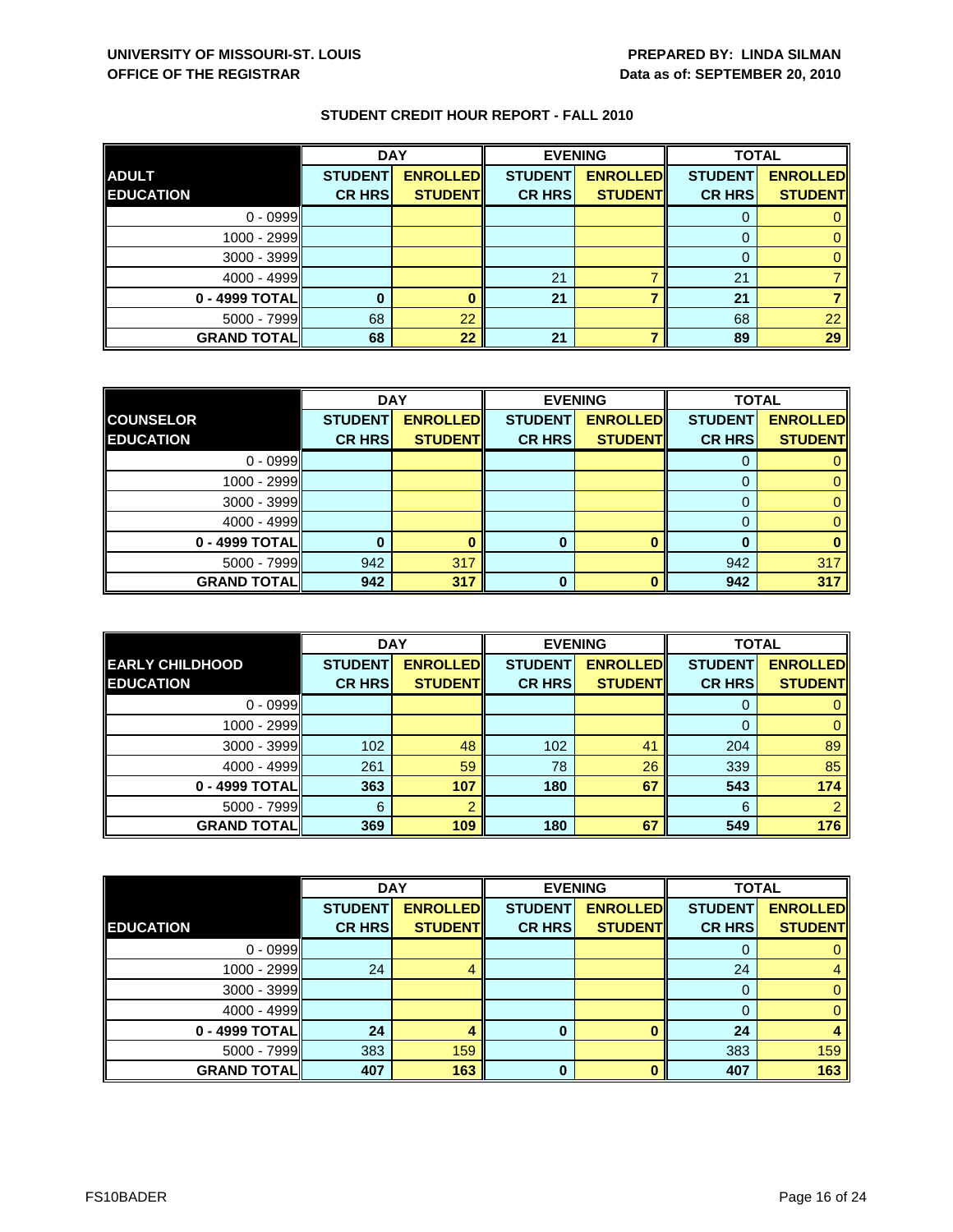UNIVERSITY OF MISSOURI-ST. LOUIS
OFFICE OF THE REGISTRAR

PREPARED BY: LINDA SILMAN
Data as of: SEPTEMBER 20, 2010

## STUDENT CREDIT HOUR REPORT - FALL 2010

| ADULT EDUCATION | DAY | | EVENING | | TOTAL | |
|---|---|---|---|---|---|---|
| | STUDENT CR HRS | ENROLLED STUDENT | STUDENT CR HRS | ENROLLED STUDENT | STUDENT CR HRS | ENROLLED STUDENT |
| 0 - 0999 | | | | | 0 | 0 |
| 1000 - 2999 | | | | | 0 | 0 |
| 3000 - 3999 | | | | | 0 | 0 |
| 4000 - 4999 | | | 21 | 7 | 21 | 7 |
| **0 - 4999 TOTAL** | **0** | **0** | **21** | **7** | **21** | **7** |
| 5000 - 7999 | 68 | 22 | | | 68 | 22 |
| **GRAND TOTAL** | **68** | **22** | **21** | **7** | **89** | **29** |

| COUNSELOR EDUCATION | DAY | | EVENING | | TOTAL | |
|---|---|---|---|---|---|---|
| | STUDENT CR HRS | ENROLLED STUDENT | STUDENT CR HRS | ENROLLED STUDENT | STUDENT CR HRS | ENROLLED STUDENT |
| 0 - 0999 | | | | | 0 | 0 |
| 1000 - 2999 | | | | | 0 | 0 |
| 3000 - 3999 | | | | | 0 | 0 |
| 4000 - 4999 | | | | | 0 | 0 |
| **0 - 4999 TOTAL** | **0** | **0** | **0** | **0** | **0** | **0** |
| 5000 - 7999 | 942 | 317 | | | 942 | 317 |
| **GRAND TOTAL** | **942** | **317** | **0** | **0** | **942** | **317** |

| EARLY CHILDHOOD EDUCATION | DAY | | EVENING | | TOTAL | |
|---|---|---|---|---|---|---|
| | STUDENT CR HRS | ENROLLED STUDENT | STUDENT CR HRS | ENROLLED STUDENT | STUDENT CR HRS | ENROLLED STUDENT |
| 0 - 0999 | | | | | 0 | 0 |
| 1000 - 2999 | | | | | 0 | 0 |
| 3000 - 3999 | 102 | 48 | 102 | 41 | 204 | 89 |
| 4000 - 4999 | 261 | 59 | 78 | 26 | 339 | 85 |
| **0 - 4999 TOTAL** | **363** | **107** | **180** | **67** | **543** | **174** |
| 5000 - 7999 | 6 | 2 | | | 6 | 2 |
| **GRAND TOTAL** | **369** | **109** | **180** | **67** | **549** | **176** |

| EDUCATION | DAY | | EVENING | | TOTAL | |
|---|---|---|---|---|---|---|
| | STUDENT CR HRS | ENROLLED STUDENT | STUDENT CR HRS | ENROLLED STUDENT | STUDENT CR HRS | ENROLLED STUDENT |
| 0 - 0999 | | | | | 0 | 0 |
| 1000 - 2999 | 24 | 4 | | | 24 | 4 |
| 3000 - 3999 | | | | | 0 | 0 |
| 4000 - 4999 | | | | | 0 | 0 |
| **0 - 4999 TOTAL** | **24** | **4** | **0** | **0** | **24** | **4** |
| 5000 - 7999 | 383 | 159 | | | 383 | 159 |
| **GRAND TOTAL** | **407** | **163** | **0** | **0** | **407** | **163** |

FS10BADER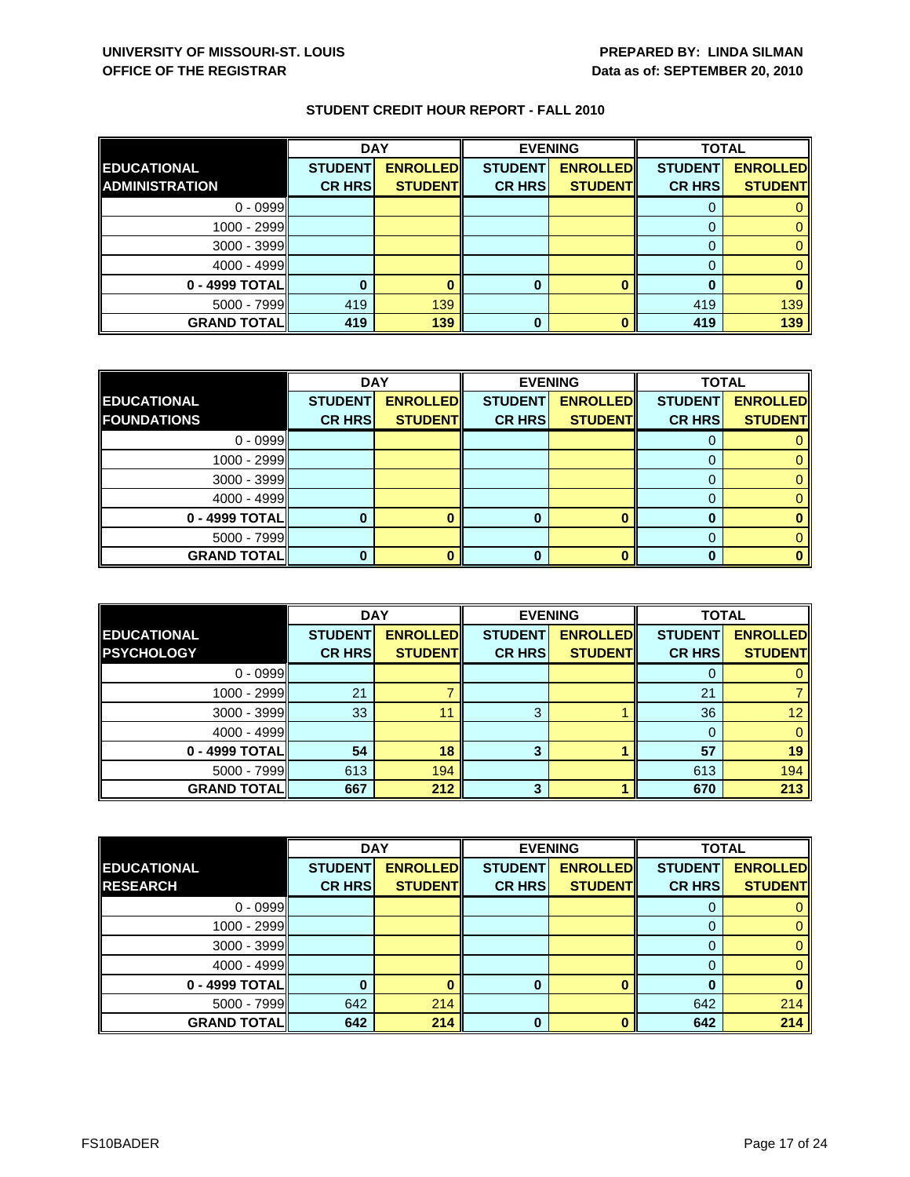**UNIVERSITY OF MISSOURI-ST. LOUIS**
**OFFICE OF THE REGISTRAR**

**PREPARED BY: LINDA SILMAN**
**Data as of: SEPTEMBER 20, 2010**

## STUDENT CREDIT HOUR REPORT - FALL 2010

| EDUCATIONAL ADMINISTRATION | DAY | | EVENING | | TOTAL | |
|---|---|---|---|---|---|---|
| | STUDENT CR HRS | ENROLLED STUDENT | STUDENT CR HRS | ENROLLED STUDENT | STUDENT CR HRS | ENROLLED STUDENT |
| 0 - 0999 | | | | | 0 | 0 |
| 1000 - 2999 | | | | | 0 | 0 |
| 3000 - 3999 | | | | | 0 | 0 |
| 4000 - 4999 | | | | | 0 | 0 |
| **0 - 4999 TOTAL** | **0** | **0** | **0** | **0** | **0** | **0** |
| 5000 - 7999 | 419 | 139 | | | 419 | 139 |
| **GRAND TOTAL** | **419** | **139** | **0** | **0** | **419** | **139** |

| EDUCATIONAL FOUNDATIONS | DAY | | EVENING | | TOTAL | |
|---|---|---|---|---|---|---|
| | STUDENT CR HRS | ENROLLED STUDENT | STUDENT CR HRS | ENROLLED STUDENT | STUDENT CR HRS | ENROLLED STUDENT |
| 0 - 0999 | | | | | 0 | 0 |
| 1000 - 2999 | | | | | 0 | 0 |
| 3000 - 3999 | | | | | 0 | 0 |
| 4000 - 4999 | | | | | 0 | 0 |
| **0 - 4999 TOTAL** | **0** | **0** | **0** | **0** | **0** | **0** |
| 5000 - 7999 | | | | | 0 | 0 |
| **GRAND TOTAL** | **0** | **0** | **0** | **0** | **0** | **0** |

| EDUCATIONAL PSYCHOLOGY | DAY | | EVENING | | TOTAL | |
|---|---|---|---|---|---|---|
| | STUDENT CR HRS | ENROLLED STUDENT | STUDENT CR HRS | ENROLLED STUDENT | STUDENT CR HRS | ENROLLED STUDENT |
| 0 - 0999 | | | | | 0 | 0 |
| 1000 - 2999 | 21 | 7 | | | 21 | 7 |
| 3000 - 3999 | 33 | 11 | 3 | 1 | 36 | 12 |
| 4000 - 4999 | | | | | 0 | 0 |
| **0 - 4999 TOTAL** | **54** | **18** | **3** | **1** | **57** | **19** |
| 5000 - 7999 | 613 | 194 | | | 613 | 194 |
| **GRAND TOTAL** | **667** | **212** | **3** | **1** | **670** | **213** |

| EDUCATIONAL RESEARCH | DAY | | EVENING | | TOTAL | |
|---|---|---|---|---|---|---|
| | STUDENT CR HRS | ENROLLED STUDENT | STUDENT CR HRS | ENROLLED STUDENT | STUDENT CR HRS | ENROLLED STUDENT |
| 0 - 0999 | | | | | 0 | 0 |
| 1000 - 2999 | | | | | 0 | 0 |
| 3000 - 3999 | | | | | 0 | 0 |
| 4000 - 4999 | | | | | 0 | 0 |
| **0 - 4999 TOTAL** | **0** | **0** | **0** | **0** | **0** | **0** |
| 5000 - 7999 | 642 | 214 | | | 642 | 214 |
| **GRAND TOTAL** | **642** | **214** | **0** | **0** | **642** | **214** |

FS10BADER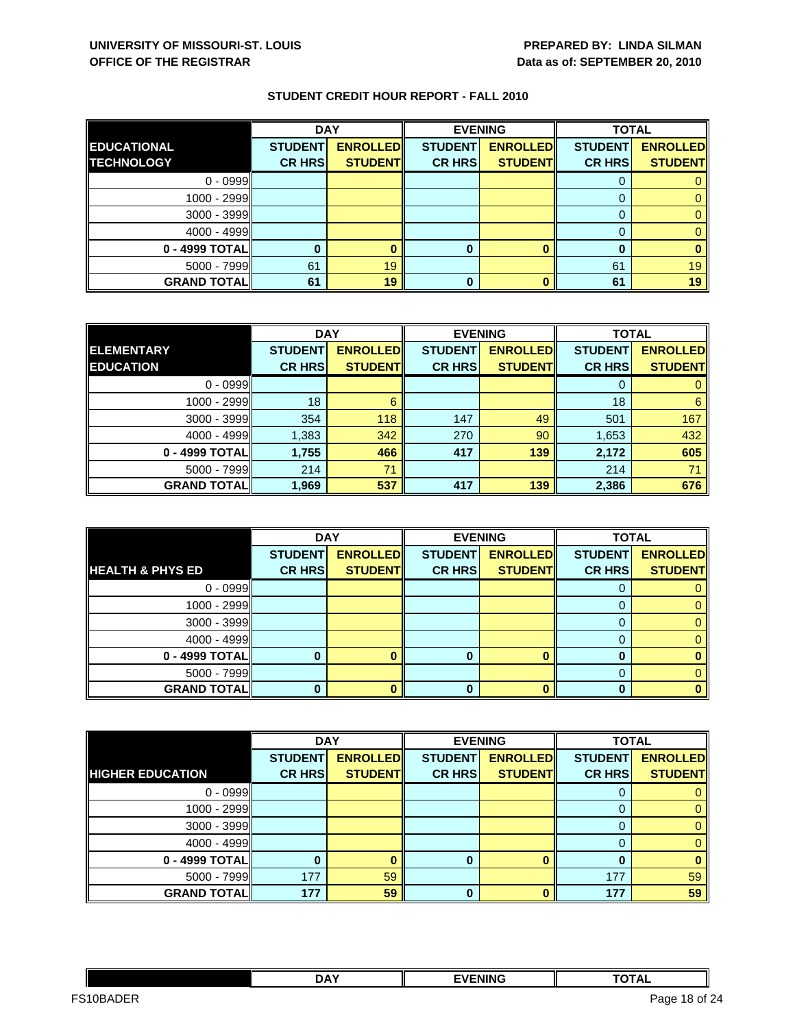**UNIVERSITY OF MISSOURI-ST. LOUIS**
**OFFICE OF THE REGISTRAR**

**PREPARED BY: LINDA SILMAN**
**Data as of: SEPTEMBER 20, 2010**

## STUDENT CREDIT HOUR REPORT - FALL 2010

| | DAY | | EVENING | | TOTAL | |
|---|---|---|---|---|---|---|
| **EDUCATIONAL TECHNOLOGY** | **STUDENT CR HRS** | **ENROLLED STUDENT** | **STUDENT CR HRS** | **ENROLLED STUDENT** | **STUDENT CR HRS** | **ENROLLED STUDENT** |
| 0 - 0999 | | | | | 0 | 0 |
| 1000 - 2999 | | | | | 0 | 0 |
| 3000 - 3999 | | | | | 0 | 0 |
| 4000 - 4999 | | | | | 0 | 0 |
| **0 - 4999 TOTAL** | **0** | **0** | **0** | **0** | **0** | **0** |
| 5000 - 7999 | 61 | 19 | | | 61 | 19 |
| **GRAND TOTAL** | **61** | **19** | **0** | **0** | **61** | **19** |

| | DAY | | EVENING | | TOTAL | |
|---|---|---|---|---|---|---|
| **ELEMENTARY EDUCATION** | **STUDENT CR HRS** | **ENROLLED STUDENT** | **STUDENT CR HRS** | **ENROLLED STUDENT** | **STUDENT CR HRS** | **ENROLLED STUDENT** |
| 0 - 0999 | | | | | 0 | 0 |
| 1000 - 2999 | 18 | 6 | | | 18 | 6 |
| 3000 - 3999 | 354 | 118 | 147 | 49 | 501 | 167 |
| 4000 - 4999 | 1,383 | 342 | 270 | 90 | 1,653 | 432 |
| **0 - 4999 TOTAL** | **1,755** | **466** | **417** | **139** | **2,172** | **605** |
| 5000 - 7999 | 214 | 71 | | | 214 | 71 |
| **GRAND TOTAL** | **1,969** | **537** | **417** | **139** | **2,386** | **676** |

| | DAY | | EVENING | | TOTAL | |
|---|---|---|---|---|---|---|
| **HEALTH & PHYS ED** | **STUDENT CR HRS** | **ENROLLED STUDENT** | **STUDENT CR HRS** | **ENROLLED STUDENT** | **STUDENT CR HRS** | **ENROLLED STUDENT** |
| 0 - 0999 | | | | | 0 | 0 |
| 1000 - 2999 | | | | | 0 | 0 |
| 3000 - 3999 | | | | | 0 | 0 |
| 4000 - 4999 | | | | | 0 | 0 |
| **0 - 4999 TOTAL** | **0** | **0** | **0** | **0** | **0** | **0** |
| 5000 - 7999 | | | | | 0 | 0 |
| **GRAND TOTAL** | **0** | **0** | **0** | **0** | **0** | **0** |

| | DAY | | EVENING | | TOTAL | |
|---|---|---|---|---|---|---|
| **HIGHER EDUCATION** | **STUDENT CR HRS** | **ENROLLED STUDENT** | **STUDENT CR HRS** | **ENROLLED STUDENT** | **STUDENT CR HRS** | **ENROLLED STUDENT** |
| 0 - 0999 | | | | | 0 | 0 |
| 1000 - 2999 | | | | | 0 | 0 |
| 3000 - 3999 | | | | | 0 | 0 |
| 4000 - 4999 | | | | | 0 | 0 |
| **0 - 4999 TOTAL** | **0** | **0** | **0** | **0** | **0** | **0** |
| 5000 - 7999 | 177 | 59 | | | 177 | 59 |
| **GRAND TOTAL** | **177** | **59** | **0** | **0** | **177** | **59** |

| | DAY | EVENING | TOTAL |
|---|---|---|---|

FS10BADER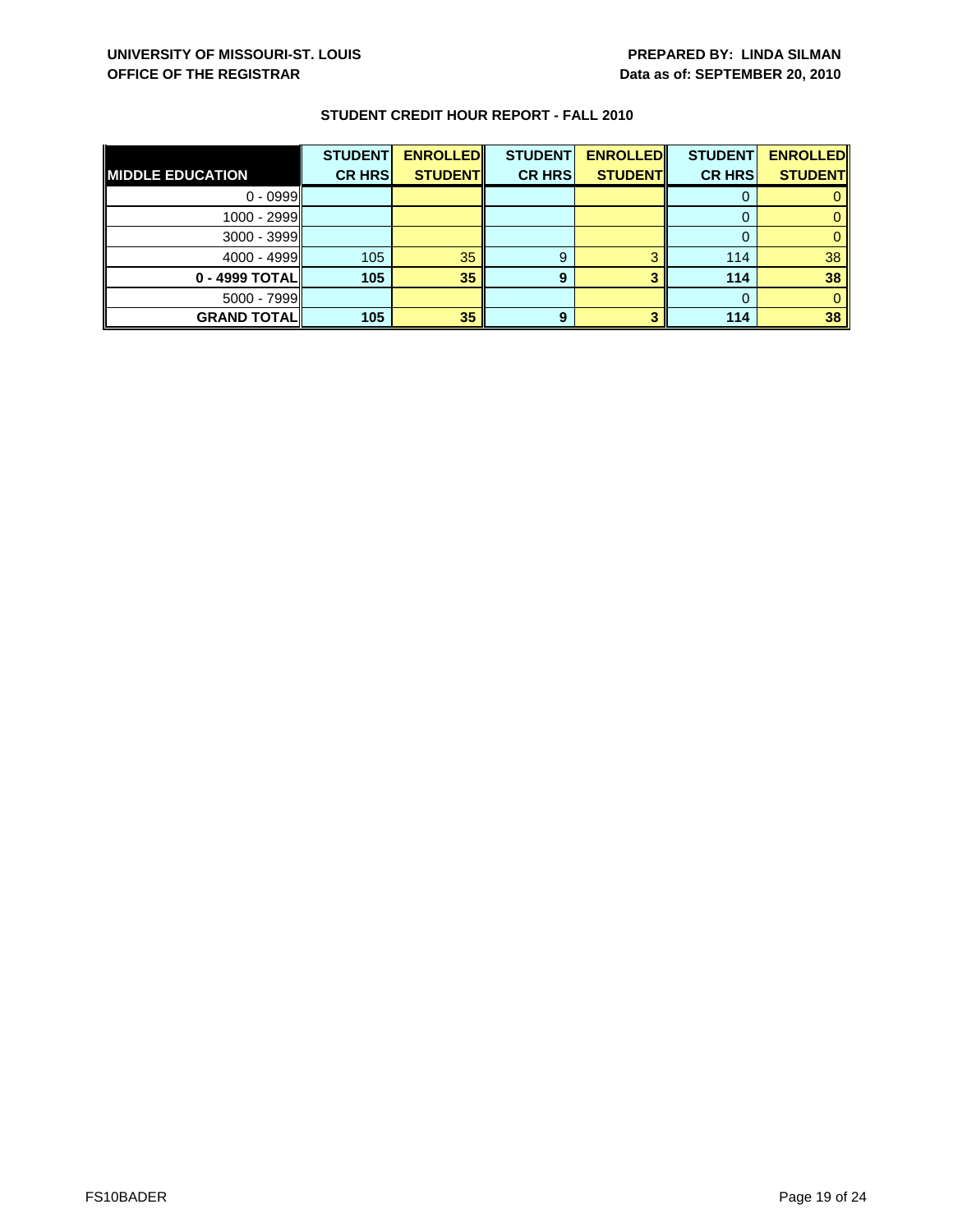UNIVERSITY OF MISSOURI-ST. LOUIS
OFFICE OF THE REGISTRAR

PREPARED BY: LINDA SILMAN
Data as of: SEPTEMBER 20, 2010

## STUDENT CREDIT HOUR REPORT - FALL 2010

| MIDDLE EDUCATION | STUDENT CR HRS | ENROLLED STUDENT | STUDENT CR HRS | ENROLLED STUDENT | STUDENT CR HRS | ENROLLED STUDENT |
|---|---|---|---|---|---|---|
| 0 - 0999 | | | | | 0 | 0 |
| 1000 - 2999 | | | | | 0 | 0 |
| 3000 - 3999 | | | | | 0 | 0 |
| 4000 - 4999 | 105 | 35 | 9 | 3 | 114 | 38 |
| **0 - 4999 TOTAL** | **105** | **35** | **9** | **3** | **114** | **38** |
| 5000 - 7999 | | | | | 0 | 0 |
| **GRAND TOTAL** | **105** | **35** | **9** | **3** | **114** | **38** |

FS10BADER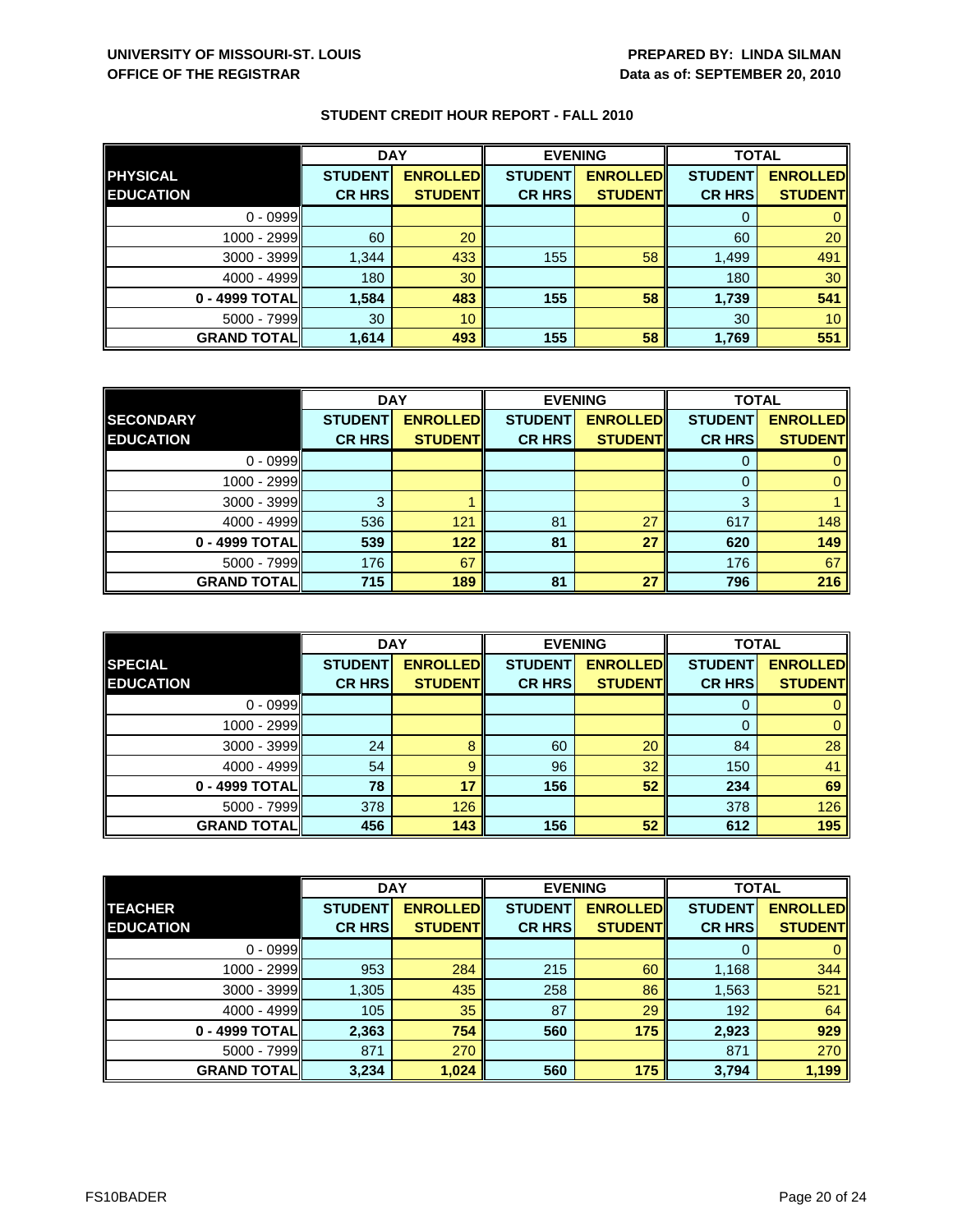**UNIVERSITY OF MISSOURI-ST. LOUIS**
**OFFICE OF THE REGISTRAR**

**PREPARED BY: LINDA SILMAN**
**Data as of: SEPTEMBER 20, 2010**

## STUDENT CREDIT HOUR REPORT - FALL 2010

| | DAY | | EVENING | | TOTAL | |
|---|---|---|---|---|---|---|
| **PHYSICAL EDUCATION** | **STUDENT CR HRS** | **ENROLLED STUDENT** | **STUDENT CR HRS** | **ENROLLED STUDENT** | **STUDENT CR HRS** | **ENROLLED STUDENT** |
| 0 - 0999 | | | | | 0 | 0 |
| 1000 - 2999 | 60 | 20 | | | 60 | 20 |
| 3000 - 3999 | 1,344 | 433 | 155 | 58 | 1,499 | 491 |
| 4000 - 4999 | 180 | 30 | | | 180 | 30 |
| **0 - 4999 TOTAL** | **1,584** | **483** | **155** | **58** | **1,739** | **541** |
| 5000 - 7999 | 30 | 10 | | | 30 | 10 |
| **GRAND TOTAL** | **1,614** | **493** | **155** | **58** | **1,769** | **551** |

| | DAY | | EVENING | | TOTAL | |
|---|---|---|---|---|---|---|
| **SECONDARY EDUCATION** | **STUDENT CR HRS** | **ENROLLED STUDENT** | **STUDENT CR HRS** | **ENROLLED STUDENT** | **STUDENT CR HRS** | **ENROLLED STUDENT** |
| 0 - 0999 | | | | | 0 | 0 |
| 1000 - 2999 | | | | | 0 | 0 |
| 3000 - 3999 | 3 | 1 | | | 3 | 1 |
| 4000 - 4999 | 536 | 121 | 81 | 27 | 617 | 148 |
| **0 - 4999 TOTAL** | **539** | **122** | **81** | **27** | **620** | **149** |
| 5000 - 7999 | 176 | 67 | | | 176 | 67 |
| **GRAND TOTAL** | **715** | **189** | **81** | **27** | **796** | **216** |

| | DAY | | EVENING | | TOTAL | |
|---|---|---|---|---|---|---|
| **SPECIAL EDUCATION** | **STUDENT CR HRS** | **ENROLLED STUDENT** | **STUDENT CR HRS** | **ENROLLED STUDENT** | **STUDENT CR HRS** | **ENROLLED STUDENT** |
| 0 - 0999 | | | | | 0 | 0 |
| 1000 - 2999 | | | | | 0 | 0 |
| 3000 - 3999 | 24 | 8 | 60 | 20 | 84 | 28 |
| 4000 - 4999 | 54 | 9 | 96 | 32 | 150 | 41 |
| **0 - 4999 TOTAL** | **78** | **17** | **156** | **52** | **234** | **69** |
| 5000 - 7999 | 378 | 126 | | | 378 | 126 |
| **GRAND TOTAL** | **456** | **143** | **156** | **52** | **612** | **195** |

| | DAY | | EVENING | | TOTAL | |
|---|---|---|---|---|---|---|
| **TEACHER EDUCATION** | **STUDENT CR HRS** | **ENROLLED STUDENT** | **STUDENT CR HRS** | **ENROLLED STUDENT** | **STUDENT CR HRS** | **ENROLLED STUDENT** |
| 0 - 0999 | | | | | 0 | 0 |
| 1000 - 2999 | 953 | 284 | 215 | 60 | 1,168 | 344 |
| 3000 - 3999 | 1,305 | 435 | 258 | 86 | 1,563 | 521 |
| 4000 - 4999 | 105 | 35 | 87 | 29 | 192 | 64 |
| **0 - 4999 TOTAL** | **2,363** | **754** | **560** | **175** | **2,923** | **929** |
| 5000 - 7999 | 871 | 270 | | | 871 | 270 |
| **GRAND TOTAL** | **3,234** | **1,024** | **560** | **175** | **3,794** | **1,199** |

FS10BADER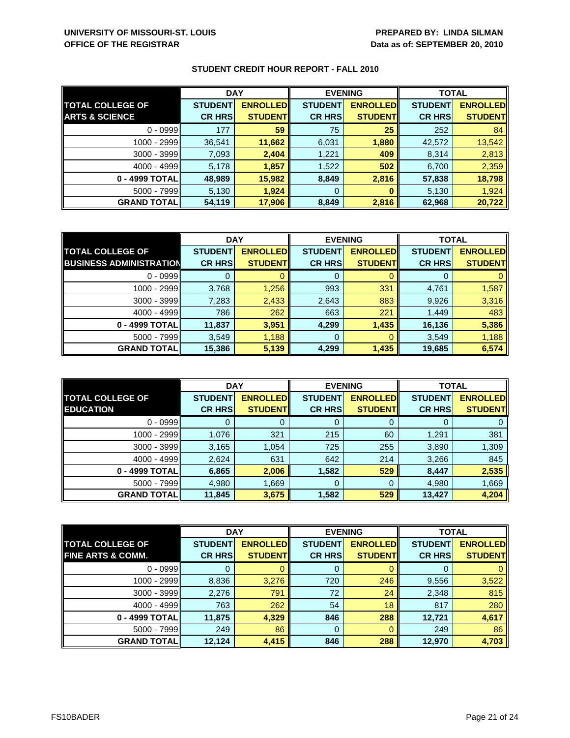**UNIVERSITY OF MISSOURI-ST. LOUIS**
**OFFICE OF THE REGISTRAR**

**PREPARED BY: LINDA SILMAN**
**Data as of: SEPTEMBER 20, 2010**

## STUDENT CREDIT HOUR REPORT - FALL 2010

| | DAY | | EVENING | | TOTAL | |
|---|---|---|---|---|---|---|
| **TOTAL COLLEGE OF ARTS & SCIENCE** | **STUDENT CR HRS** | **ENROLLED STUDENT** | **STUDENT CR HRS** | **ENROLLED STUDENT** | **STUDENT CR HRS** | **ENROLLED STUDENT** |
| 0 - 0999 | 177 | **59** | 75 | **25** | 252 | 84 |
| 1000 - 2999 | 36,541 | **11,662** | 6,031 | **1,880** | 42,572 | 13,542 |
| 3000 - 3999 | 7,093 | **2,404** | 1,221 | **409** | 8,314 | 2,813 |
| 4000 - 4999 | 5,178 | **1,857** | 1,522 | **502** | 6,700 | 2,359 |
| **0 - 4999 TOTAL** | **48,989** | **15,982** | **8,849** | **2,816** | **57,838** | **18,798** |
| 5000 - 7999 | 5,130 | **1,924** | 0 | **0** | 5,130 | 1,924 |
| **GRAND TOTAL** | **54,119** | **17,906** | **8,849** | **2,816** | **62,968** | **20,722** |

| | DAY | | EVENING | | TOTAL | |
|---|---|---|---|---|---|---|
| **TOTAL COLLEGE OF BUSINESS ADMINISTRATION** | **STUDENT CR HRS** | **ENROLLED STUDENT** | **STUDENT CR HRS** | **ENROLLED STUDENT** | **STUDENT CR HRS** | **ENROLLED STUDENT** |
| 0 - 0999 | 0 | 0 | 0 | 0 | 0 | 0 |
| 1000 - 2999 | 3,768 | 1,256 | 993 | 331 | 4,761 | 1,587 |
| 3000 - 3999 | 7,283 | 2,433 | 2,643 | 883 | 9,926 | 3,316 |
| 4000 - 4999 | 786 | 262 | 663 | 221 | 1,449 | 483 |
| **0 - 4999 TOTAL** | **11,837** | **3,951** | **4,299** | **1,435** | **16,136** | **5,386** |
| 5000 - 7999 | 3,549 | 1,188 | 0 | 0 | 3,549 | 1,188 |
| **GRAND TOTAL** | **15,386** | **5,139** | **4,299** | **1,435** | **19,685** | **6,574** |

| | DAY | | EVENING | | TOTAL | |
|---|---|---|---|---|---|---|
| **TOTAL COLLEGE OF EDUCATION** | **STUDENT CR HRS** | **ENROLLED STUDENT** | **STUDENT CR HRS** | **ENROLLED STUDENT** | **STUDENT CR HRS** | **ENROLLED STUDENT** |
| 0 - 0999 | 0 | 0 | 0 | 0 | 0 | 0 |
| 1000 - 2999 | 1,076 | 321 | 215 | 60 | 1,291 | 381 |
| 3000 - 3999 | 3,165 | 1,054 | 725 | 255 | 3,890 | 1,309 |
| 4000 - 4999 | 2,624 | 631 | 642 | 214 | 3,266 | 845 |
| **0 - 4999 TOTAL** | **6,865** | **2,006** | **1,582** | **529** | **8,447** | **2,535** |
| 5000 - 7999 | 4,980 | 1,669 | 0 | 0 | 4,980 | 1,669 |
| **GRAND TOTAL** | **11,845** | **3,675** | **1,582** | **529** | **13,427** | **4,204** |

| | DAY | | EVENING | | TOTAL | |
|---|---|---|---|---|---|---|
| **TOTAL COLLEGE OF FINE ARTS & COMM.** | **STUDENT CR HRS** | **ENROLLED STUDENT** | **STUDENT CR HRS** | **ENROLLED STUDENT** | **STUDENT CR HRS** | **ENROLLED STUDENT** |
| 0 - 0999 | 0 | 0 | 0 | 0 | 0 | 0 |
| 1000 - 2999 | 8,836 | 3,276 | 720 | 246 | 9,556 | 3,522 |
| 3000 - 3999 | 2,276 | 791 | 72 | 24 | 2,348 | 815 |
| 4000 - 4999 | 763 | 262 | 54 | 18 | 817 | 280 |
| **0 - 4999 TOTAL** | **11,875** | **4,329** | **846** | **288** | **12,721** | **4,617** |
| 5000 - 7999 | 249 | 86 | 0 | 0 | 249 | 86 |
| **GRAND TOTAL** | **12,124** | **4,415** | **846** | **288** | **12,970** | **4,703** |

FS10BADER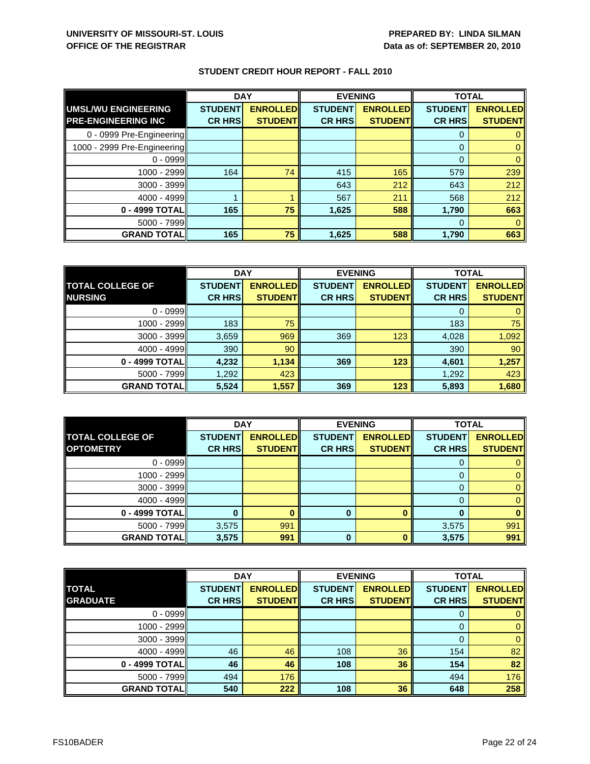**UNIVERSITY OF MISSOURI-ST. LOUIS**
**OFFICE OF THE REGISTRAR**

**PREPARED BY: LINDA SILMAN**
**Data as of: SEPTEMBER 20, 2010**

## STUDENT CREDIT HOUR REPORT - FALL 2010

| UMSL/WU ENGINEERING PRE-ENGINEERING INC | DAY | | EVENING | | TOTAL | |
|---|---|---|---|---|---|---|
| | STUDENT CR HRS | ENROLLED STUDENT | STUDENT CR HRS | ENROLLED STUDENT | STUDENT CR HRS | ENROLLED STUDENT |
| 0 - 0999 Pre-Engineering | | | | | 0 | 0 |
| 1000 - 2999 Pre-Engineering | | | | | 0 | 0 |
| 0 - 0999 | | | | | 0 | 0 |
| 1000 - 2999 | 164 | 74 | 415 | 165 | 579 | 239 |
| 3000 - 3999 | | | 643 | 212 | 643 | 212 |
| 4000 - 4999 | 1 | 1 | 567 | 211 | 568 | 212 |
| **0 - 4999 TOTAL** | **165** | **75** | **1,625** | **588** | **1,790** | **663** |
| 5000 - 7999 | | | | | 0 | 0 |
| **GRAND TOTAL** | **165** | **75** | **1,625** | **588** | **1,790** | **663** |

| TOTAL COLLEGE OF NURSING | DAY | | EVENING | | TOTAL | |
|---|---|---|---|---|---|---|
| | STUDENT CR HRS | ENROLLED STUDENT | STUDENT CR HRS | ENROLLED STUDENT | STUDENT CR HRS | ENROLLED STUDENT |
| 0 - 0999 | | | | | 0 | 0 |
| 1000 - 2999 | 183 | 75 | | | 183 | 75 |
| 3000 - 3999 | 3,659 | 969 | 369 | 123 | 4,028 | 1,092 |
| 4000 - 4999 | 390 | 90 | | | 390 | 90 |
| **0 - 4999 TOTAL** | **4,232** | **1,134** | **369** | **123** | **4,601** | **1,257** |
| 5000 - 7999 | 1,292 | 423 | | | 1,292 | 423 |
| **GRAND TOTAL** | **5,524** | **1,557** | **369** | **123** | **5,893** | **1,680** |

| TOTAL COLLEGE OF OPTOMETRY | DAY | | EVENING | | TOTAL | |
|---|---|---|---|---|---|---|
| | STUDENT CR HRS | ENROLLED STUDENT | STUDENT CR HRS | ENROLLED STUDENT | STUDENT CR HRS | ENROLLED STUDENT |
| 0 - 0999 | | | | | 0 | 0 |
| 1000 - 2999 | | | | | 0 | 0 |
| 3000 - 3999 | | | | | 0 | 0 |
| 4000 - 4999 | | | | | 0 | 0 |
| **0 - 4999 TOTAL** | **0** | **0** | **0** | **0** | **0** | **0** |
| 5000 - 7999 | 3,575 | 991 | | | 3,575 | 991 |
| **GRAND TOTAL** | **3,575** | **991** | **0** | **0** | **3,575** | **991** |

| TOTAL GRADUATE | DAY | | EVENING | | TOTAL | |
|---|---|---|---|---|---|---|
| | STUDENT CR HRS | ENROLLED STUDENT | STUDENT CR HRS | ENROLLED STUDENT | STUDENT CR HRS | ENROLLED STUDENT |
| 0 - 0999 | | | | | 0 | 0 |
| 1000 - 2999 | | | | | 0 | 0 |
| 3000 - 3999 | | | | | 0 | 0 |
| 4000 - 4999 | 46 | 46 | 108 | 36 | 154 | 82 |
| **0 - 4999 TOTAL** | **46** | **46** | **108** | **36** | **154** | **82** |
| 5000 - 7999 | 494 | 176 | | | 494 | 176 |
| **GRAND TOTAL** | **540** | **222** | **108** | **36** | **648** | **258** |

FS10BADER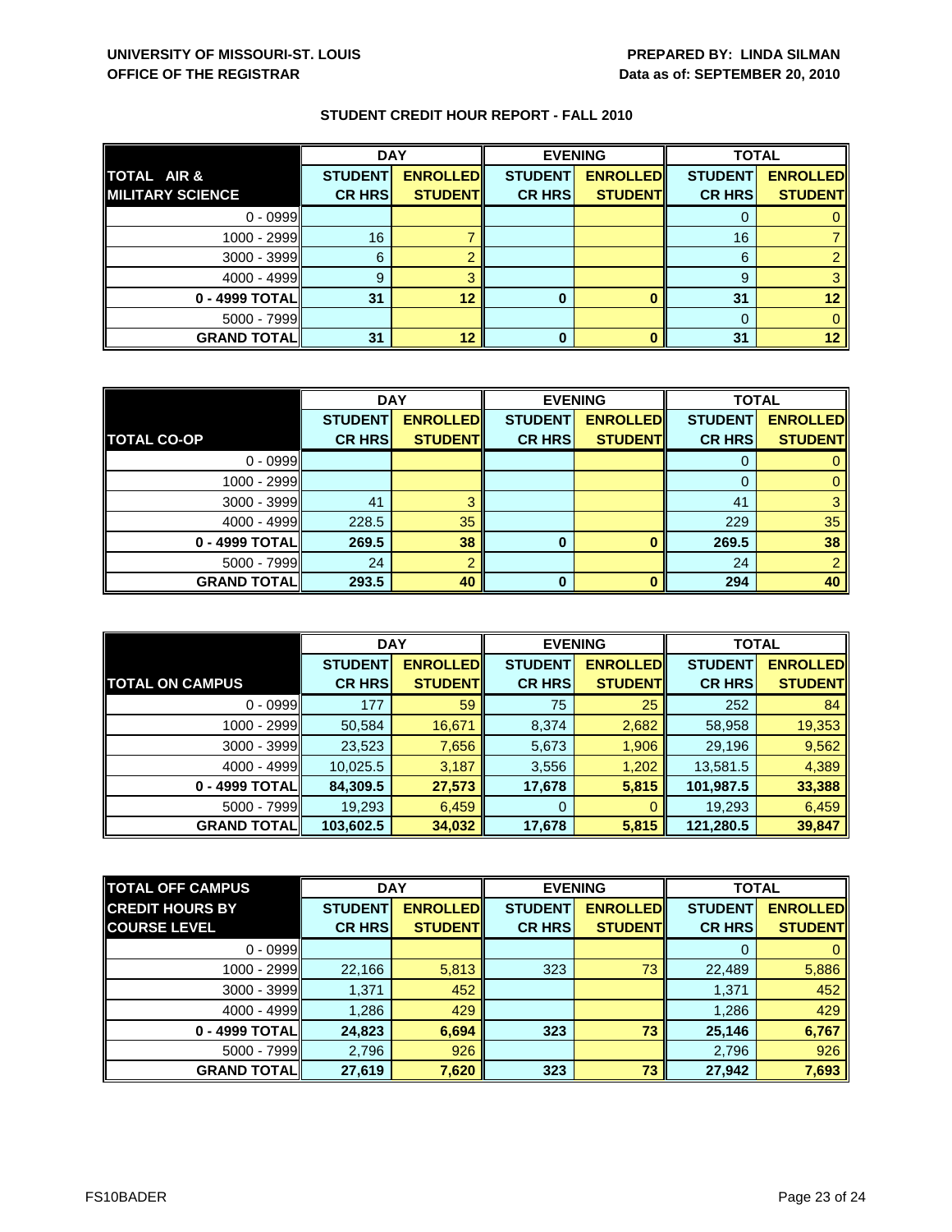**UNIVERSITY OF MISSOURI-ST. LOUIS**
**OFFICE OF THE REGISTRAR**

**PREPARED BY: LINDA SILMAN**
**Data as of: SEPTEMBER 20, 2010**

## STUDENT CREDIT HOUR REPORT - FALL 2010

| TOTAL AIR & MILITARY SCIENCE | DAY | | EVENING | | TOTAL | |
|---|---|---|---|---|---|---|
| | STUDENT CR HRS | ENROLLED STUDENT | STUDENT CR HRS | ENROLLED STUDENT | STUDENT CR HRS | ENROLLED STUDENT |
| 0 - 0999 | | | | | 0 | 0 |
| 1000 - 2999 | 16 | 7 | | | 16 | 7 |
| 3000 - 3999 | 6 | 2 | | | 6 | 2 |
| 4000 - 4999 | 9 | 3 | | | 9 | 3 |
| **0 - 4999 TOTAL** | **31** | **12** | **0** | **0** | **31** | **12** |
| 5000 - 7999 | | | | | 0 | 0 |
| **GRAND TOTAL** | **31** | **12** | **0** | **0** | **31** | **12** |

| TOTAL CO-OP | DAY | | EVENING | | TOTAL | |
|---|---|---|---|---|---|---|
| | STUDENT CR HRS | ENROLLED STUDENT | STUDENT CR HRS | ENROLLED STUDENT | STUDENT CR HRS | ENROLLED STUDENT |
| 0 - 0999 | | | | | 0 | 0 |
| 1000 - 2999 | | | | | 0 | 0 |
| 3000 - 3999 | 41 | 3 | | | 41 | 3 |
| 4000 - 4999 | 228.5 | 35 | | | 229 | 35 |
| **0 - 4999 TOTAL** | **269.5** | **38** | **0** | **0** | **269.5** | **38** |
| 5000 - 7999 | 24 | 2 | | | 24 | 2 |
| **GRAND TOTAL** | **293.5** | **40** | **0** | **0** | **294** | **40** |

| TOTAL ON CAMPUS | DAY | | EVENING | | TOTAL | |
|---|---|---|---|---|---|---|
| | STUDENT CR HRS | ENROLLED STUDENT | STUDENT CR HRS | ENROLLED STUDENT | STUDENT CR HRS | ENROLLED STUDENT |
| 0 - 0999 | 177 | 59 | 75 | 25 | 252 | 84 |
| 1000 - 2999 | 50,584 | 16,671 | 8,374 | 2,682 | 58,958 | 19,353 |
| 3000 - 3999 | 23,523 | 7,656 | 5,673 | 1,906 | 29,196 | 9,562 |
| 4000 - 4999 | 10,025.5 | 3,187 | 3,556 | 1,202 | 13,581.5 | 4,389 |
| **0 - 4999 TOTAL** | **84,309.5** | **27,573** | **17,678** | **5,815** | **101,987.5** | **33,388** |
| 5000 - 7999 | 19,293 | 6,459 | 0 | 0 | 19,293 | 6,459 |
| **GRAND TOTAL** | **103,602.5** | **34,032** | **17,678** | **5,815** | **121,280.5** | **39,847** |

| TOTAL OFF CAMPUS CREDIT HOURS BY COURSE LEVEL | DAY | | EVENING | | TOTAL | |
|---|---|---|---|---|---|---|
| | STUDENT CR HRS | ENROLLED STUDENT | STUDENT CR HRS | ENROLLED STUDENT | STUDENT CR HRS | ENROLLED STUDENT |
| 0 - 0999 | | | | | 0 | 0 |
| 1000 - 2999 | 22,166 | 5,813 | 323 | 73 | 22,489 | 5,886 |
| 3000 - 3999 | 1,371 | 452 | | | 1,371 | 452 |
| 4000 - 4999 | 1,286 | 429 | | | 1,286 | 429 |
| **0 - 4999 TOTAL** | **24,823** | **6,694** | **323** | **73** | **25,146** | **6,767** |
| 5000 - 7999 | 2,796 | 926 | | | 2,796 | 926 |
| **GRAND TOTAL** | **27,619** | **7,620** | **323** | **73** | **27,942** | **7,693** |

FS10BADER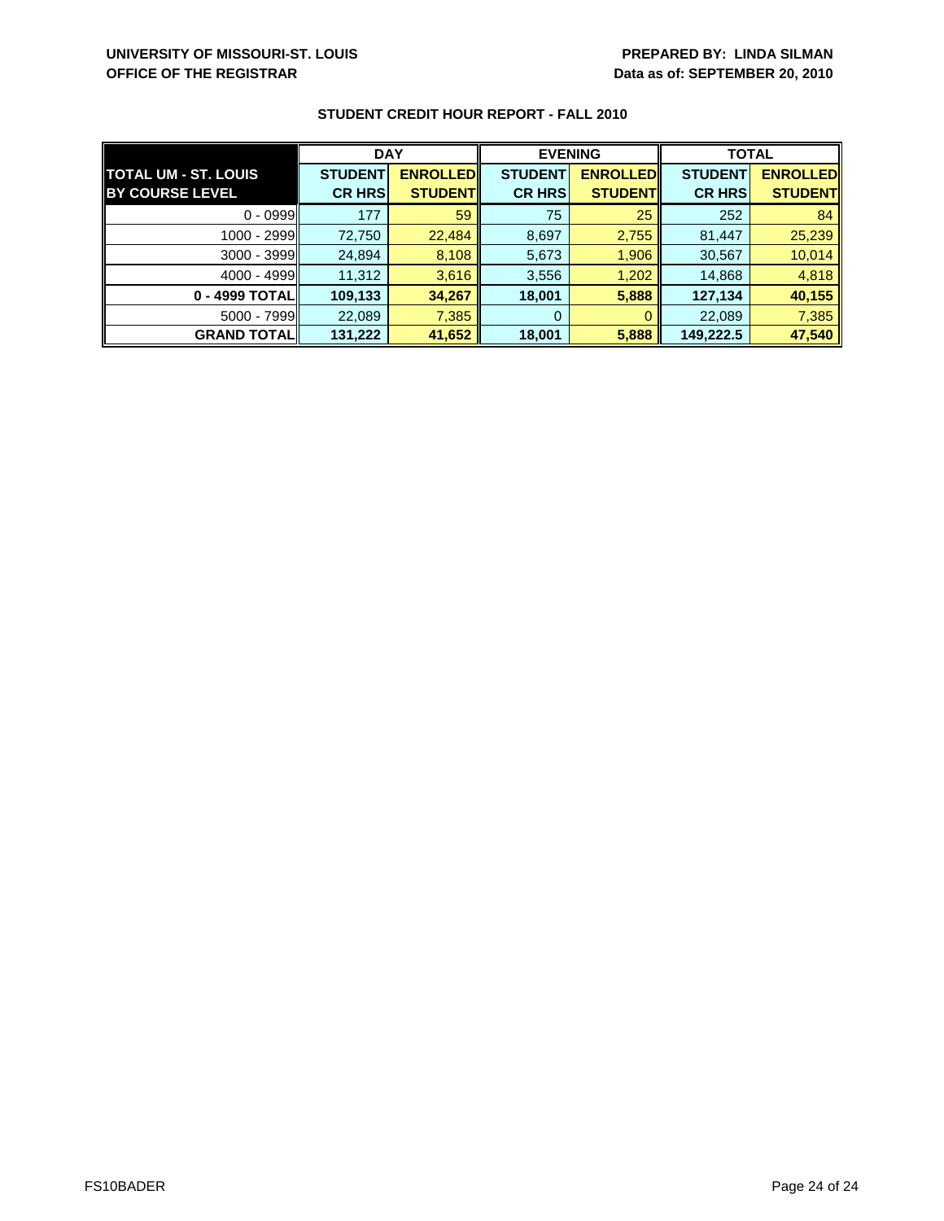**UNIVERSITY OF MISSOURI-ST. LOUIS**
**OFFICE OF THE REGISTRAR**

**PREPARED BY: LINDA SILMAN**
**Data as of: SEPTEMBER 20, 2010**

## STUDENT CREDIT HOUR REPORT - FALL 2010

| | DAY | | EVENING | | TOTAL | |
|---|---|---|---|---|---|---|
| **TOTAL UM - ST. LOUIS BY COURSE LEVEL** | **STUDENT CR HRS** | **ENROLLED STUDENT** | **STUDENT CR HRS** | **ENROLLED STUDENT** | **STUDENT CR HRS** | **ENROLLED STUDENT** |
| 0 - 0999 | 177 | 59 | 75 | 25 | 252 | 84 |
| 1000 - 2999 | 72,750 | 22,484 | 8,697 | 2,755 | 81,447 | 25,239 |
| 3000 - 3999 | 24,894 | 8,108 | 5,673 | 1,906 | 30,567 | 10,014 |
| 4000 - 4999 | 11,312 | 3,616 | 3,556 | 1,202 | 14,868 | 4,818 |
| **0 - 4999 TOTAL** | **109,133** | **34,267** | **18,001** | **5,888** | **127,134** | **40,155** |
| 5000 - 7999 | 22,089 | 7,385 | 0 | 0 | 22,089 | 7,385 |
| **GRAND TOTAL** | **131,222** | **41,652** | **18,001** | **5,888** | **149,222.5** | **47,540** |

FS10BADER